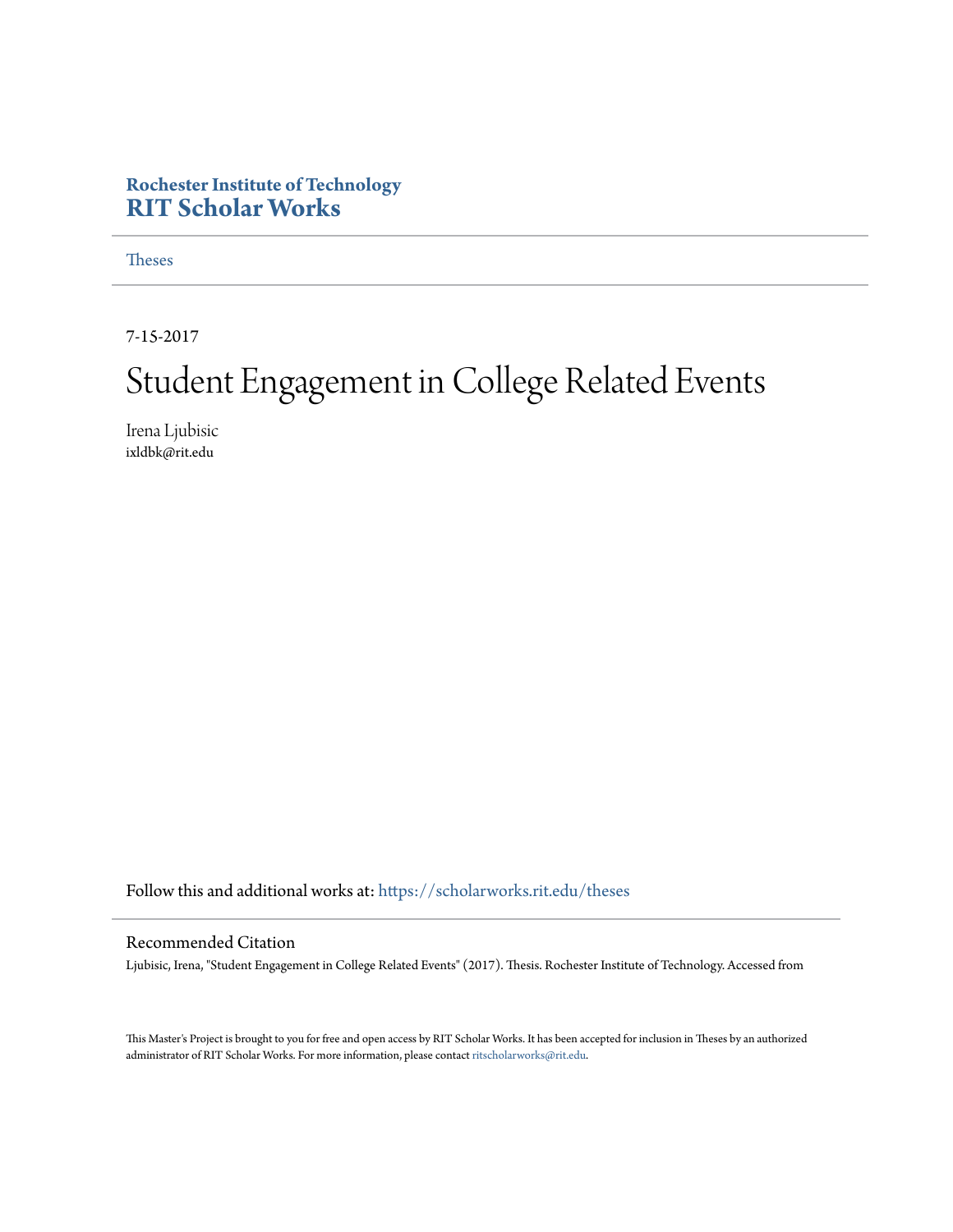**Rochester Institute of Technology**
**RIT Scholar Works**

Theses

7-15-2017

# Student Engagement in College Related Events

Irena Ljubisic
ixldbk@rit.edu

Follow this and additional works at: https://scholarworks.rit.edu/theses

## Recommended Citation

Ljubisic, Irena, "Student Engagement in College Related Events" (2017). Thesis. Rochester Institute of Technology. Accessed from

This Master's Project is brought to you for free and open access by RIT Scholar Works. It has been accepted for inclusion in Theses by an authorized administrator of RIT Scholar Works. For more information, please contact ritscholarworks@rit.edu.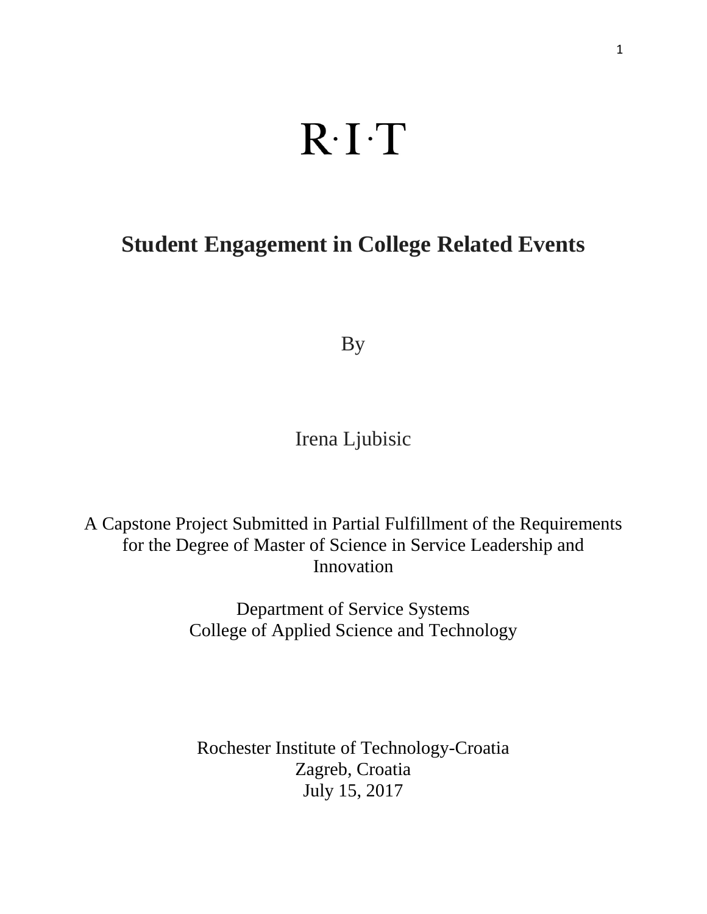R·I·T

# Student Engagement in College Related Events

By

Irena Ljubisic

A Capstone Project Submitted in Partial Fulfillment of the Requirements for the Degree of Master of Science in Service Leadership and Innovation

Department of Service Systems
College of Applied Science and Technology

Rochester Institute of Technology-Croatia
Zagreb, Croatia
July 15, 2017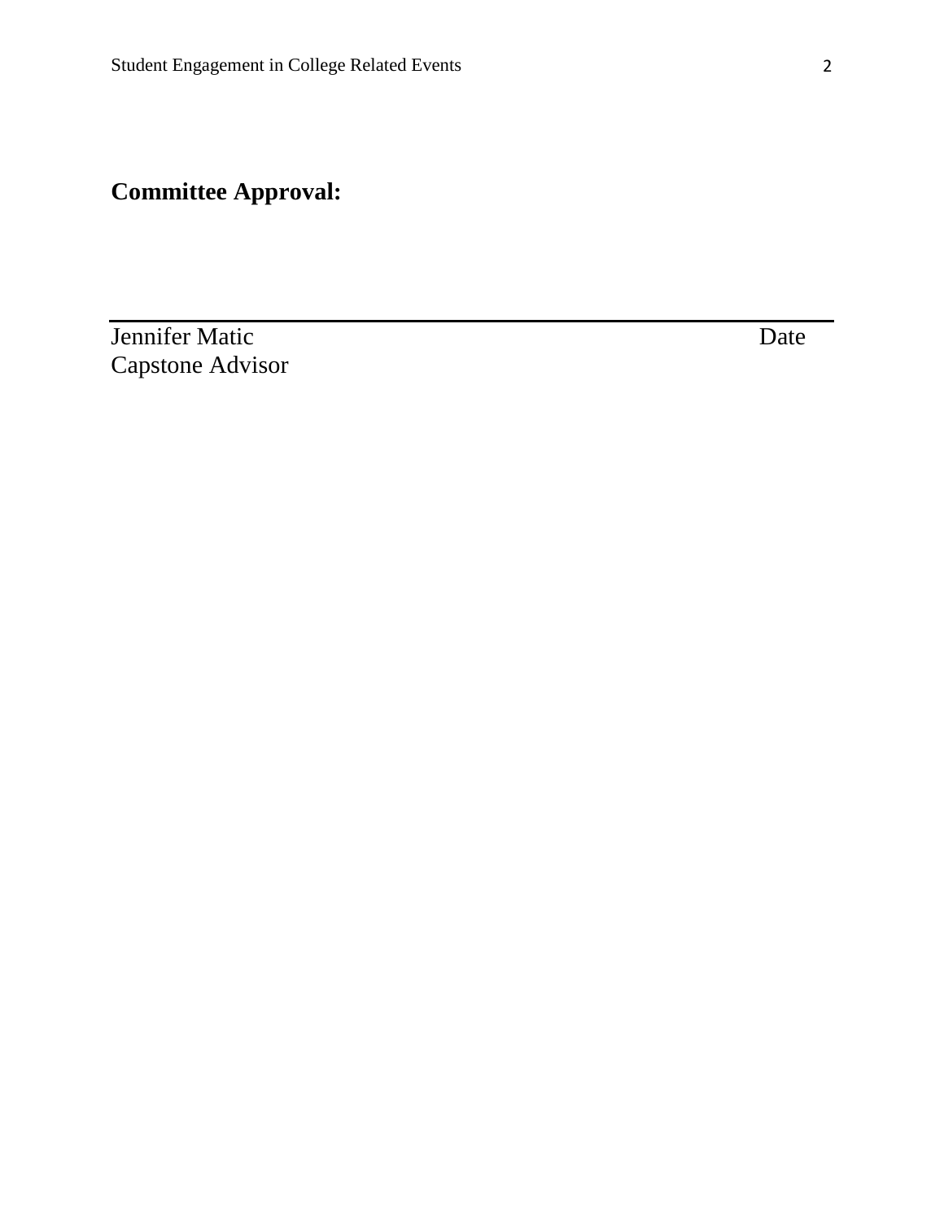**Committee Approval:**

---

Jennifer Matic Date
Capstone Advisor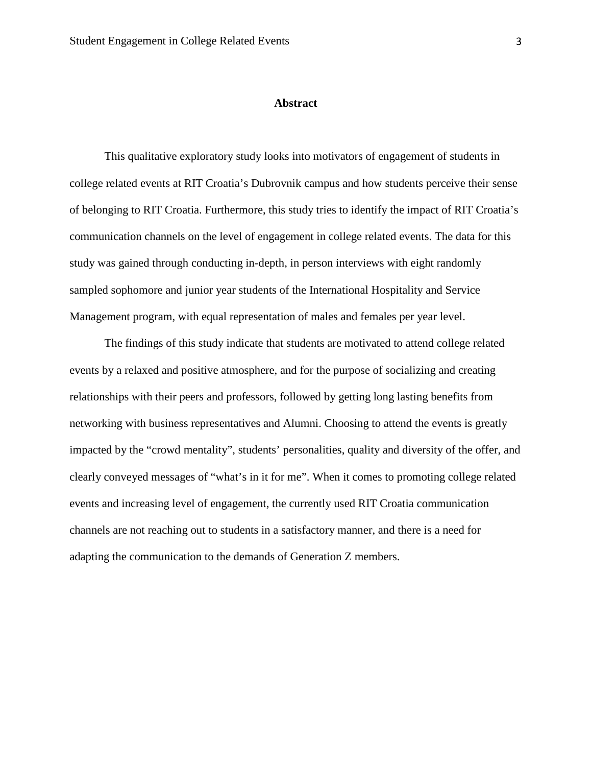# Abstract

This qualitative exploratory study looks into motivators of engagement of students in college related events at RIT Croatia's Dubrovnik campus and how students perceive their sense of belonging to RIT Croatia. Furthermore, this study tries to identify the impact of RIT Croatia's communication channels on the level of engagement in college related events. The data for this study was gained through conducting in-depth, in person interviews with eight randomly sampled sophomore and junior year students of the International Hospitality and Service Management program, with equal representation of males and females per year level.

The findings of this study indicate that students are motivated to attend college related events by a relaxed and positive atmosphere, and for the purpose of socializing and creating relationships with their peers and professors, followed by getting long lasting benefits from networking with business representatives and Alumni. Choosing to attend the events is greatly impacted by the "crowd mentality", students' personalities, quality and diversity of the offer, and clearly conveyed messages of "what's in it for me". When it comes to promoting college related events and increasing level of engagement, the currently used RIT Croatia communication channels are not reaching out to students in a satisfactory manner, and there is a need for adapting the communication to the demands of Generation Z members.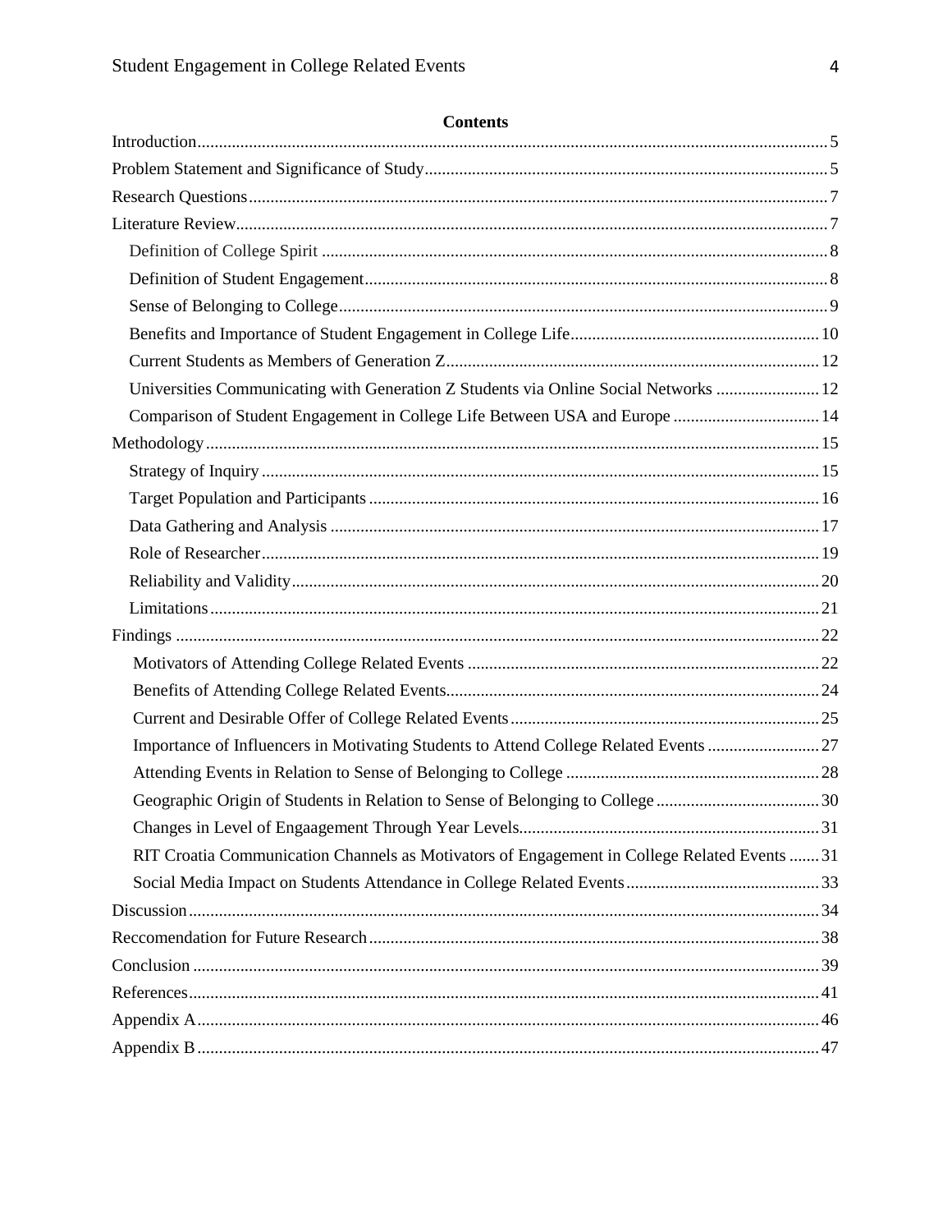**Contents**

Introduction.................................................................................................................................5

Problem Statement and Significance of Study.............................................................................5

Research Questions.....................................................................................................................7

Literature Review........................................................................................................................7

- Definition of College Spirit ....................................................................................................8
- Definition of Student Engagement..........................................................................................8
- Sense of Belonging to College................................................................................................9
- Benefits and Importance of Student Engagement in College Life.........................................10
- Current Students as Members of Generation Z......................................................................12
- Universities Communicating with Generation Z Students via Online Social Networks ........12
- Comparison of Student Engagement in College Life Between USA and Europe .................14

Methodology.............................................................................................................................15

- Strategy of Inquiry ................................................................................................................15
- Target Population and Participants........................................................................................16
- Data Gathering and Analysis .................................................................................................17
- Role of Researcher.................................................................................................................19
- Reliability and Validity..........................................................................................................20
- Limitations............................................................................................................................21

Findings ....................................................................................................................................22

- Motivators of Attending College Related Events .................................................................22
- Benefits of Attending College Related Events......................................................................24
- Current and Desirable Offer of College Related Events........................................................25
- Importance of Influencers in Motivating Students to Attend College Related Events ..........27
- Attending Events in Relation to Sense of Belonging to College ...........................................28
- Geographic Origin of Students in Relation to Sense of Belonging to College ......................30
- Changes in Level of Engaagement Through Year Levels.....................................................31
- RIT Croatia Communication Channels as Motivators of Engagement in College Related Events .......31
- Social Media Impact on Students Attendance in College Related Events............................33

Discussion.................................................................................................................................34

Reccomendation for Future Research........................................................................................38

Conclusion ................................................................................................................................39

References.................................................................................................................................41

Appendix A...............................................................................................................................46

Appendix B ...............................................................................................................................47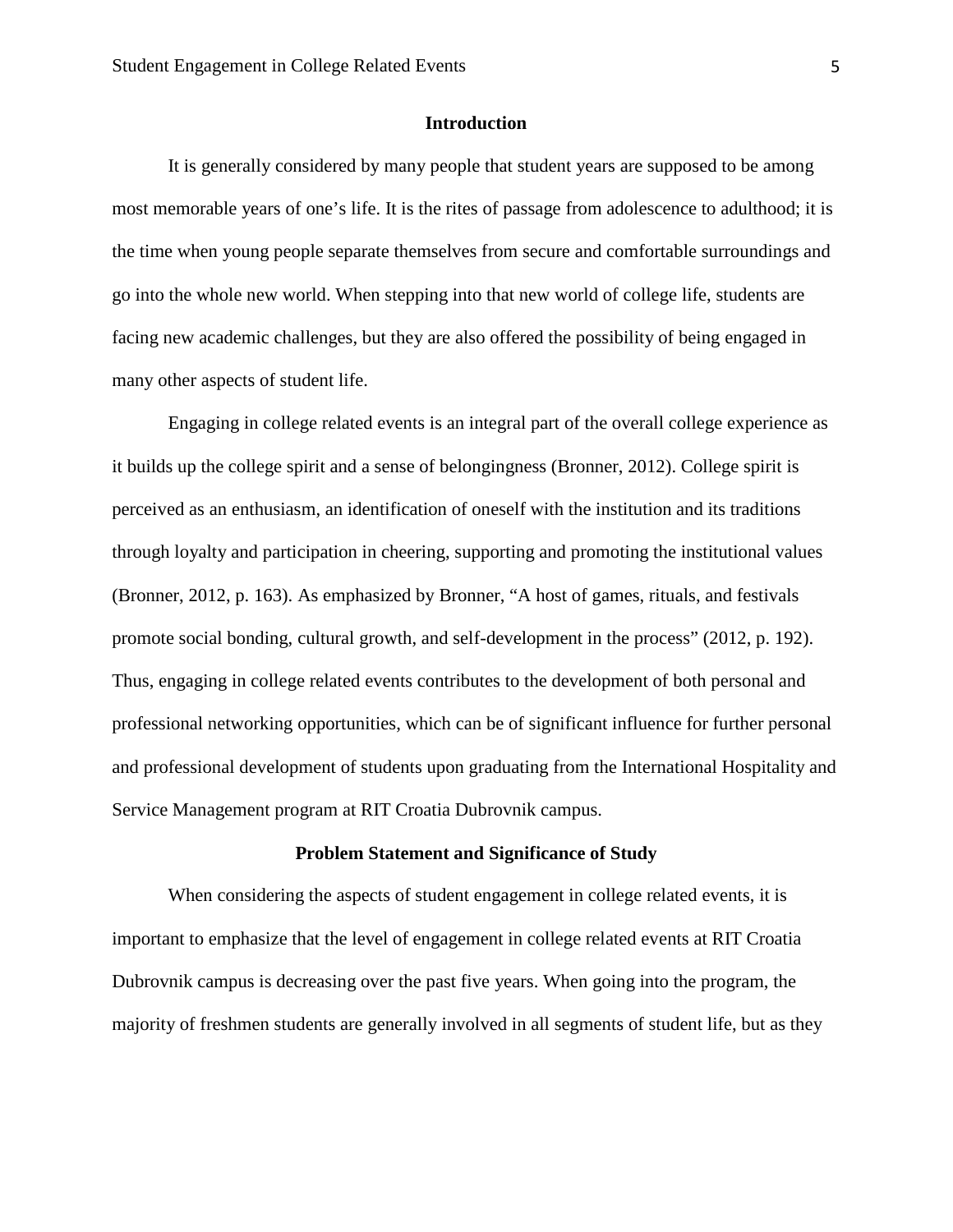## Introduction

It is generally considered by many people that student years are supposed to be among most memorable years of one's life. It is the rites of passage from adolescence to adulthood; it is the time when young people separate themselves from secure and comfortable surroundings and go into the whole new world. When stepping into that new world of college life, students are facing new academic challenges, but they are also offered the possibility of being engaged in many other aspects of student life.

Engaging in college related events is an integral part of the overall college experience as it builds up the college spirit and a sense of belongingness (Bronner, 2012). College spirit is perceived as an enthusiasm, an identification of oneself with the institution and its traditions through loyalty and participation in cheering, supporting and promoting the institutional values (Bronner, 2012, p. 163). As emphasized by Bronner, "A host of games, rituals, and festivals promote social bonding, cultural growth, and self-development in the process" (2012, p. 192). Thus, engaging in college related events contributes to the development of both personal and professional networking opportunities, which can be of significant influence for further personal and professional development of students upon graduating from the International Hospitality and Service Management program at RIT Croatia Dubrovnik campus.

## Problem Statement and Significance of Study

When considering the aspects of student engagement in college related events, it is important to emphasize that the level of engagement in college related events at RIT Croatia Dubrovnik campus is decreasing over the past five years. When going into the program, the majority of freshmen students are generally involved in all segments of student life, but as they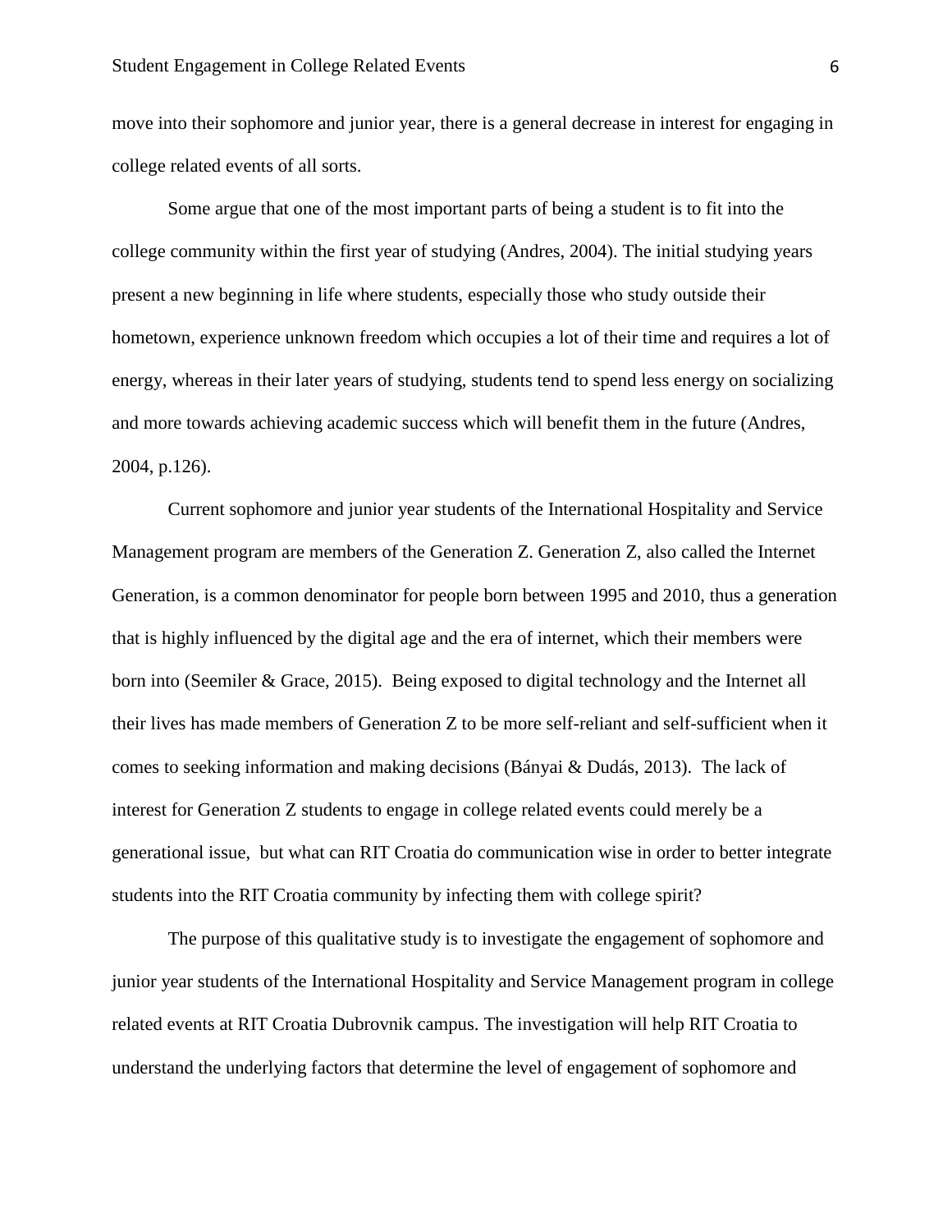move into their sophomore and junior year, there is a general decrease in interest for engaging in college related events of all sorts.

Some argue that one of the most important parts of being a student is to fit into the college community within the first year of studying (Andres, 2004). The initial studying years present a new beginning in life where students, especially those who study outside their hometown, experience unknown freedom which occupies a lot of their time and requires a lot of energy, whereas in their later years of studying, students tend to spend less energy on socializing and more towards achieving academic success which will benefit them in the future (Andres, 2004, p.126).

Current sophomore and junior year students of the International Hospitality and Service Management program are members of the Generation Z. Generation Z, also called the Internet Generation, is a common denominator for people born between 1995 and 2010, thus a generation that is highly influenced by the digital age and the era of internet, which their members were born into (Seemiler & Grace, 2015). Being exposed to digital technology and the Internet all their lives has made members of Generation Z to be more self-reliant and self-sufficient when it comes to seeking information and making decisions (Bányai & Dudás, 2013). The lack of interest for Generation Z students to engage in college related events could merely be a generational issue, but what can RIT Croatia do communication wise in order to better integrate students into the RIT Croatia community by infecting them with college spirit?

The purpose of this qualitative study is to investigate the engagement of sophomore and junior year students of the International Hospitality and Service Management program in college related events at RIT Croatia Dubrovnik campus. The investigation will help RIT Croatia to understand the underlying factors that determine the level of engagement of sophomore and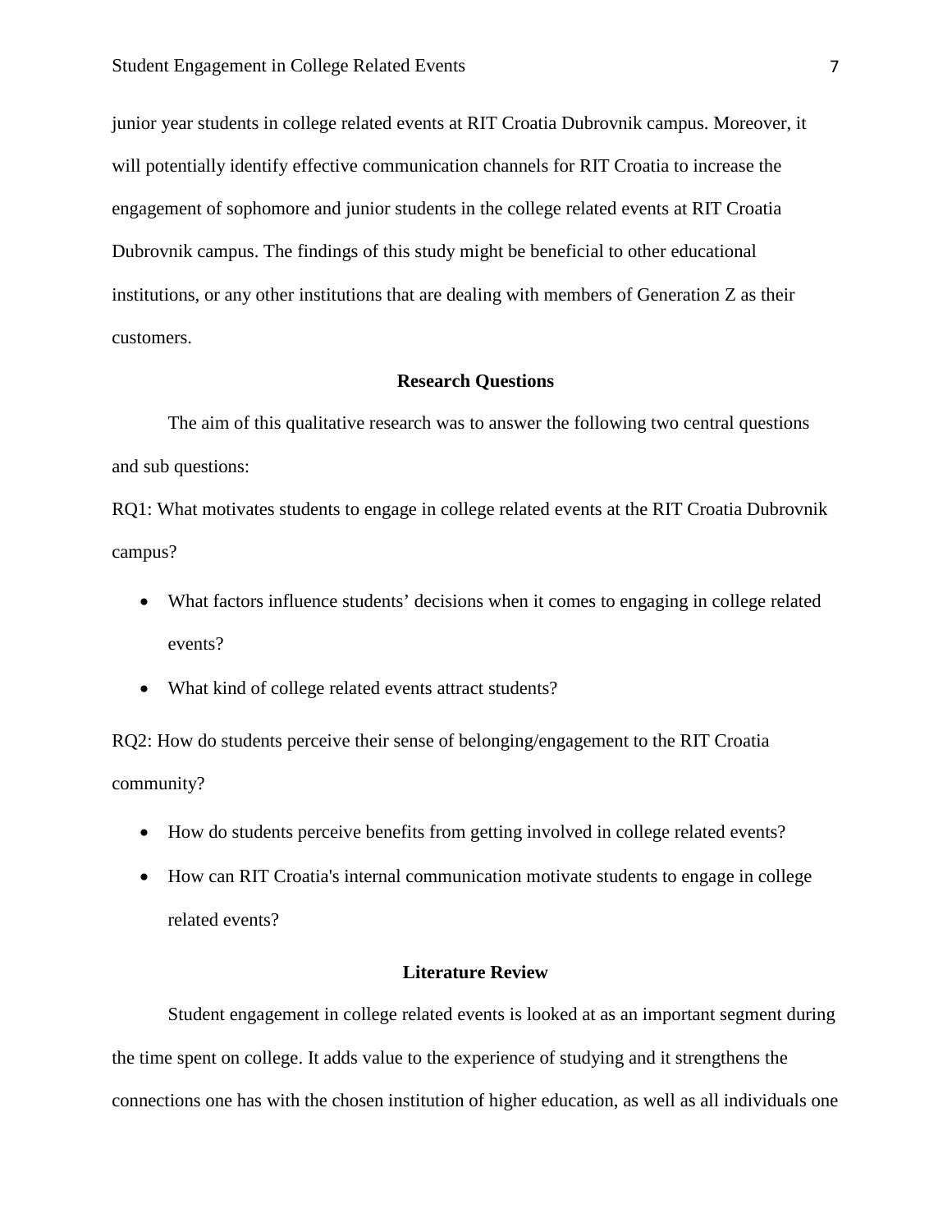junior year students in college related events at RIT Croatia Dubrovnik campus. Moreover, it will potentially identify effective communication channels for RIT Croatia to increase the engagement of sophomore and junior students in the college related events at RIT Croatia Dubrovnik campus. The findings of this study might be beneficial to other educational institutions, or any other institutions that are dealing with members of Generation Z as their customers.

## Research Questions

The aim of this qualitative research was to answer the following two central questions and sub questions:

RQ1: What motivates students to engage in college related events at the RIT Croatia Dubrovnik campus?

- What factors influence students' decisions when it comes to engaging in college related events?
- What kind of college related events attract students?

RQ2: How do students perceive their sense of belonging/engagement to the RIT Croatia community?

- How do students perceive benefits from getting involved in college related events?
- How can RIT Croatia's internal communication motivate students to engage in college related events?

## Literature Review

Student engagement in college related events is looked at as an important segment during the time spent on college. It adds value to the experience of studying and it strengthens the connections one has with the chosen institution of higher education, as well as all individuals one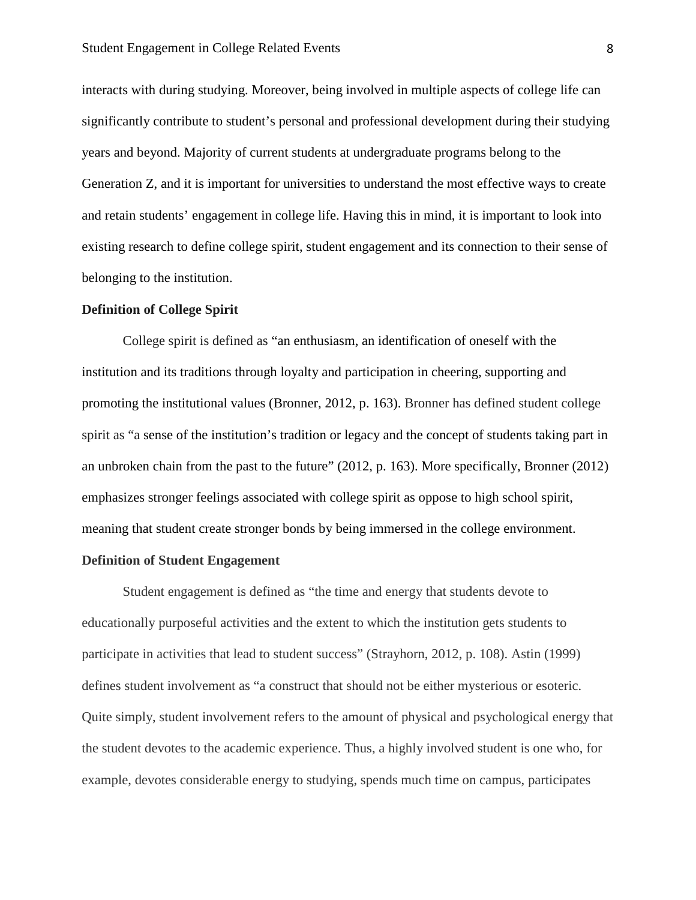interacts with during studying. Moreover, being involved in multiple aspects of college life can significantly contribute to student's personal and professional development during their studying years and beyond. Majority of current students at undergraduate programs belong to the Generation Z, and it is important for universities to understand the most effective ways to create and retain students' engagement in college life. Having this in mind, it is important to look into existing research to define college spirit, student engagement and its connection to their sense of belonging to the institution.

**Definition of College Spirit**

College spirit is defined as "an enthusiasm, an identification of oneself with the institution and its traditions through loyalty and participation in cheering, supporting and promoting the institutional values (Bronner, 2012, p. 163). Bronner has defined student college spirit as "a sense of the institution's tradition or legacy and the concept of students taking part in an unbroken chain from the past to the future" (2012, p. 163). More specifically, Bronner (2012) emphasizes stronger feelings associated with college spirit as oppose to high school spirit, meaning that student create stronger bonds by being immersed in the college environment.

**Definition of Student Engagement**

Student engagement is defined as "the time and energy that students devote to educationally purposeful activities and the extent to which the institution gets students to participate in activities that lead to student success" (Strayhorn, 2012, p. 108). Astin (1999) defines student involvement as "a construct that should not be either mysterious or esoteric. Quite simply, student involvement refers to the amount of physical and psychological energy that the student devotes to the academic experience. Thus, a highly involved student is one who, for example, devotes considerable energy to studying, spends much time on campus, participates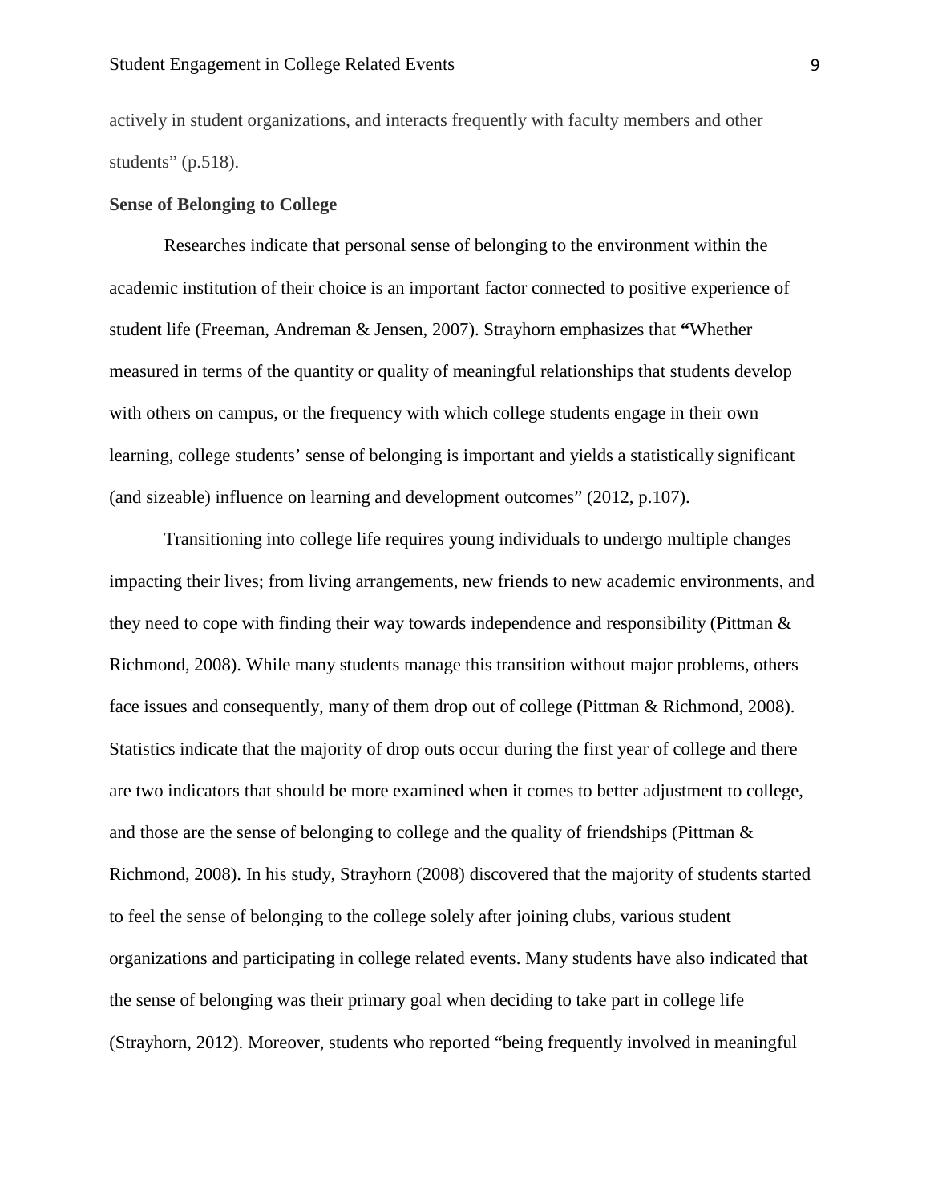actively in student organizations, and interacts frequently with faculty members and other students" (p.518).

**Sense of Belonging to College**

Researches indicate that personal sense of belonging to the environment within the academic institution of their choice is an important factor connected to positive experience of student life (Freeman, Andreman & Jensen, 2007). Strayhorn emphasizes that **"**Whether measured in terms of the quantity or quality of meaningful relationships that students develop with others on campus, or the frequency with which college students engage in their own learning, college students' sense of belonging is important and yields a statistically significant (and sizeable) influence on learning and development outcomes" (2012, p.107).

Transitioning into college life requires young individuals to undergo multiple changes impacting their lives; from living arrangements, new friends to new academic environments, and they need to cope with finding their way towards independence and responsibility (Pittman & Richmond, 2008). While many students manage this transition without major problems, others face issues and consequently, many of them drop out of college (Pittman & Richmond, 2008). Statistics indicate that the majority of drop outs occur during the first year of college and there are two indicators that should be more examined when it comes to better adjustment to college, and those are the sense of belonging to college and the quality of friendships (Pittman & Richmond, 2008). In his study, Strayhorn (2008) discovered that the majority of students started to feel the sense of belonging to the college solely after joining clubs, various student organizations and participating in college related events. Many students have also indicated that the sense of belonging was their primary goal when deciding to take part in college life (Strayhorn, 2012). Moreover, students who reported "being frequently involved in meaningful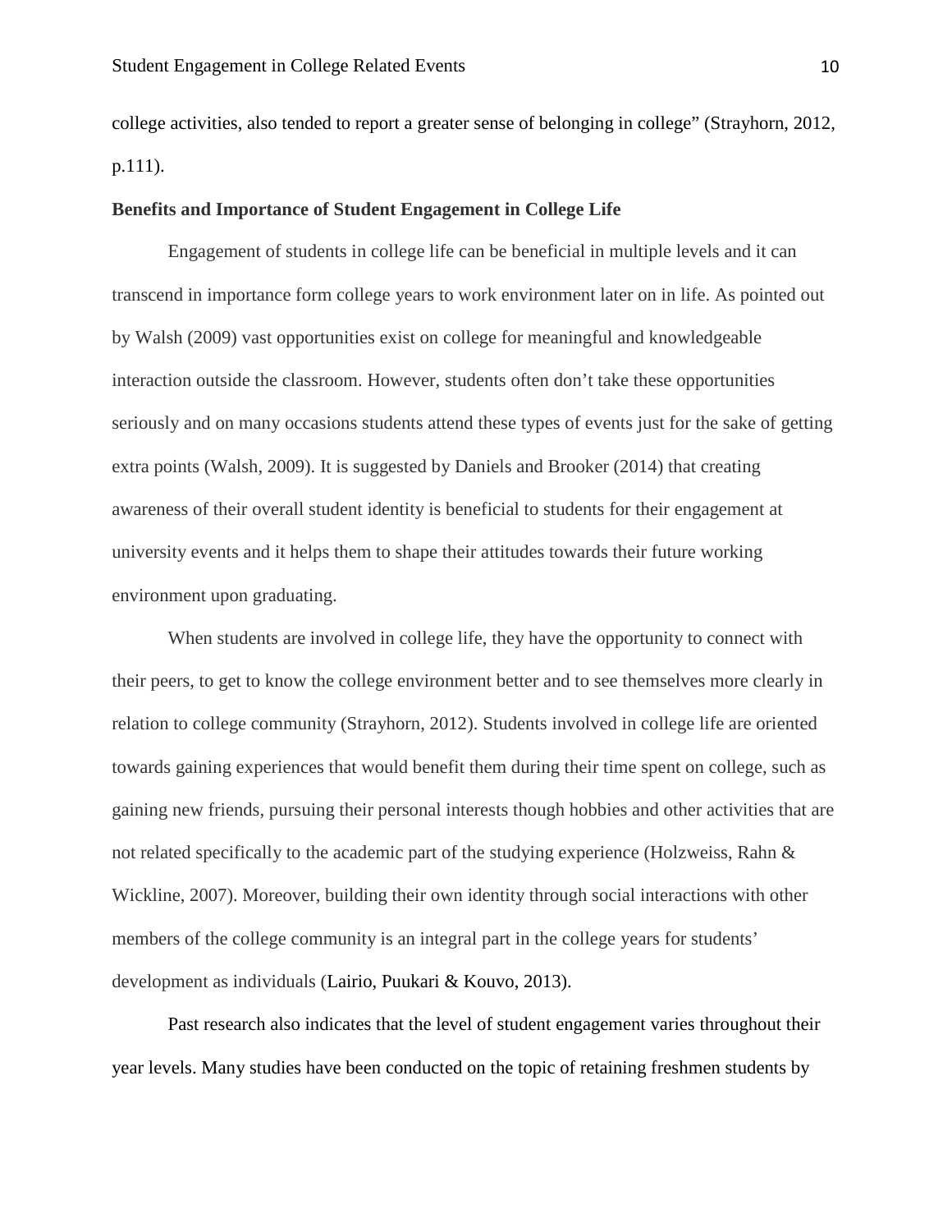college activities, also tended to report a greater sense of belonging in college" (Strayhorn, 2012, p.111).

**Benefits and Importance of Student Engagement in College Life**

Engagement of students in college life can be beneficial in multiple levels and it can transcend in importance form college years to work environment later on in life. As pointed out by Walsh (2009) vast opportunities exist on college for meaningful and knowledgeable interaction outside the classroom. However, students often don't take these opportunities seriously and on many occasions students attend these types of events just for the sake of getting extra points (Walsh, 2009). It is suggested by Daniels and Brooker (2014) that creating awareness of their overall student identity is beneficial to students for their engagement at university events and it helps them to shape their attitudes towards their future working environment upon graduating.

When students are involved in college life, they have the opportunity to connect with their peers, to get to know the college environment better and to see themselves more clearly in relation to college community (Strayhorn, 2012). Students involved in college life are oriented towards gaining experiences that would benefit them during their time spent on college, such as gaining new friends, pursuing their personal interests though hobbies and other activities that are not related specifically to the academic part of the studying experience (Holzweiss, Rahn & Wickline, 2007). Moreover, building their own identity through social interactions with other members of the college community is an integral part in the college years for students' development as individuals (Lairio, Puukari & Kouvo, 2013).

Past research also indicates that the level of student engagement varies throughout their year levels. Many studies have been conducted on the topic of retaining freshmen students by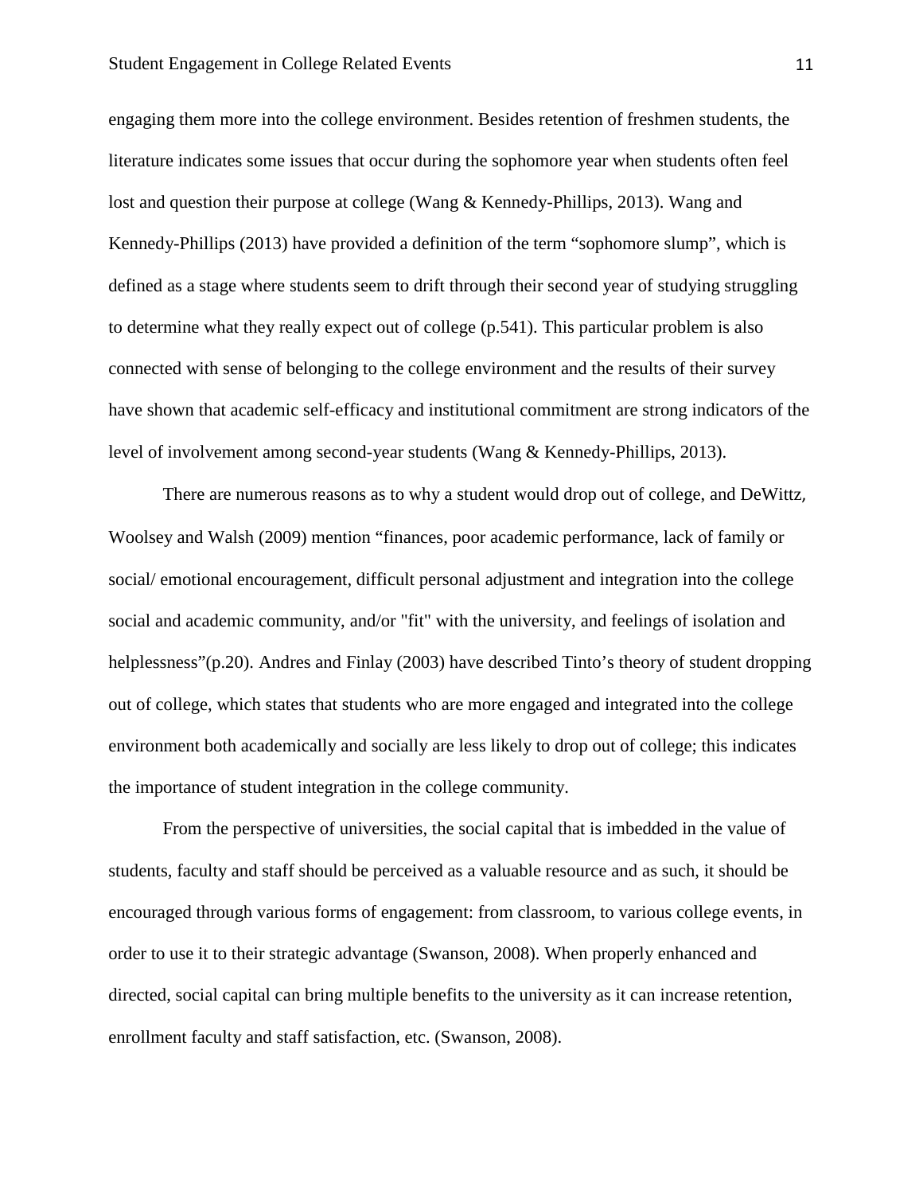engaging them more into the college environment. Besides retention of freshmen students, the literature indicates some issues that occur during the sophomore year when students often feel lost and question their purpose at college (Wang & Kennedy-Phillips, 2013). Wang and Kennedy-Phillips (2013) have provided a definition of the term "sophomore slump", which is defined as a stage where students seem to drift through their second year of studying struggling to determine what they really expect out of college (p.541). This particular problem is also connected with sense of belonging to the college environment and the results of their survey have shown that academic self-efficacy and institutional commitment are strong indicators of the level of involvement among second-year students (Wang & Kennedy-Phillips, 2013).

There are numerous reasons as to why a student would drop out of college, and DeWittz, Woolsey and Walsh (2009) mention "finances, poor academic performance, lack of family or social/ emotional encouragement, difficult personal adjustment and integration into the college social and academic community, and/or "fit" with the university, and feelings of isolation and helplessness"(p.20). Andres and Finlay (2003) have described Tinto's theory of student dropping out of college, which states that students who are more engaged and integrated into the college environment both academically and socially are less likely to drop out of college; this indicates the importance of student integration in the college community.

From the perspective of universities, the social capital that is imbedded in the value of students, faculty and staff should be perceived as a valuable resource and as such, it should be encouraged through various forms of engagement: from classroom, to various college events, in order to use it to their strategic advantage (Swanson, 2008). When properly enhanced and directed, social capital can bring multiple benefits to the university as it can increase retention, enrollment faculty and staff satisfaction, etc. (Swanson, 2008).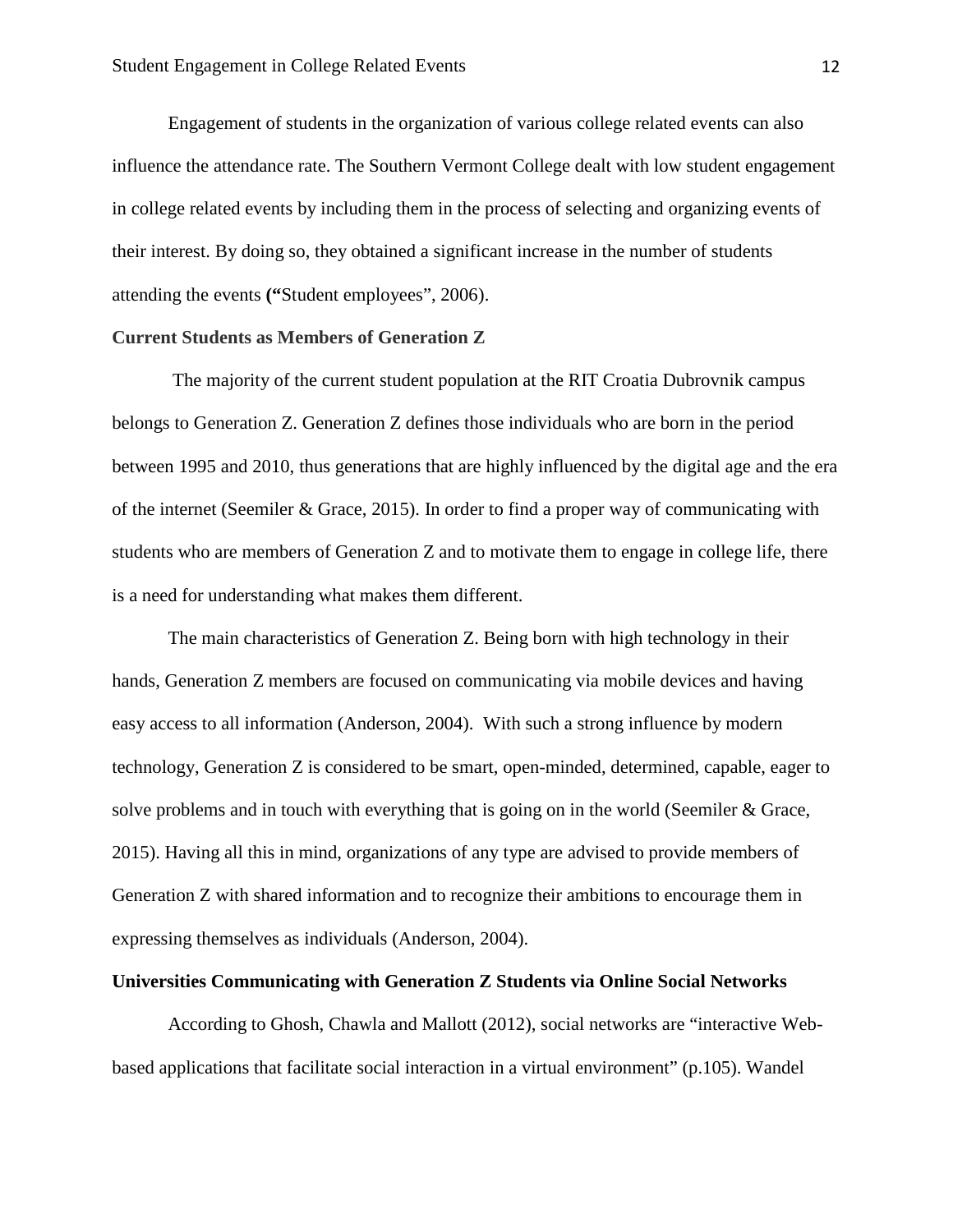Engagement of students in the organization of various college related events can also influence the attendance rate. The Southern Vermont College dealt with low student engagement in college related events by including them in the process of selecting and organizing events of their interest. By doing so, they obtained a significant increase in the number of students attending the events (**"**Student employees", 2006).

## Current Students as Members of Generation Z

The majority of the current student population at the RIT Croatia Dubrovnik campus belongs to Generation Z. Generation Z defines those individuals who are born in the period between 1995 and 2010, thus generations that are highly influenced by the digital age and the era of the internet (Seemiler & Grace, 2015). In order to find a proper way of communicating with students who are members of Generation Z and to motivate them to engage in college life, there is a need for understanding what makes them different.

The main characteristics of Generation Z. Being born with high technology in their hands, Generation Z members are focused on communicating via mobile devices and having easy access to all information (Anderson, 2004). With such a strong influence by modern technology, Generation Z is considered to be smart, open-minded, determined, capable, eager to solve problems and in touch with everything that is going on in the world (Seemiler & Grace, 2015). Having all this in mind, organizations of any type are advised to provide members of Generation Z with shared information and to recognize their ambitions to encourage them in expressing themselves as individuals (Anderson, 2004).

## Universities Communicating with Generation Z Students via Online Social Networks

According to Ghosh, Chawla and Mallott (2012), social networks are "interactive Web-based applications that facilitate social interaction in a virtual environment" (p.105). Wandel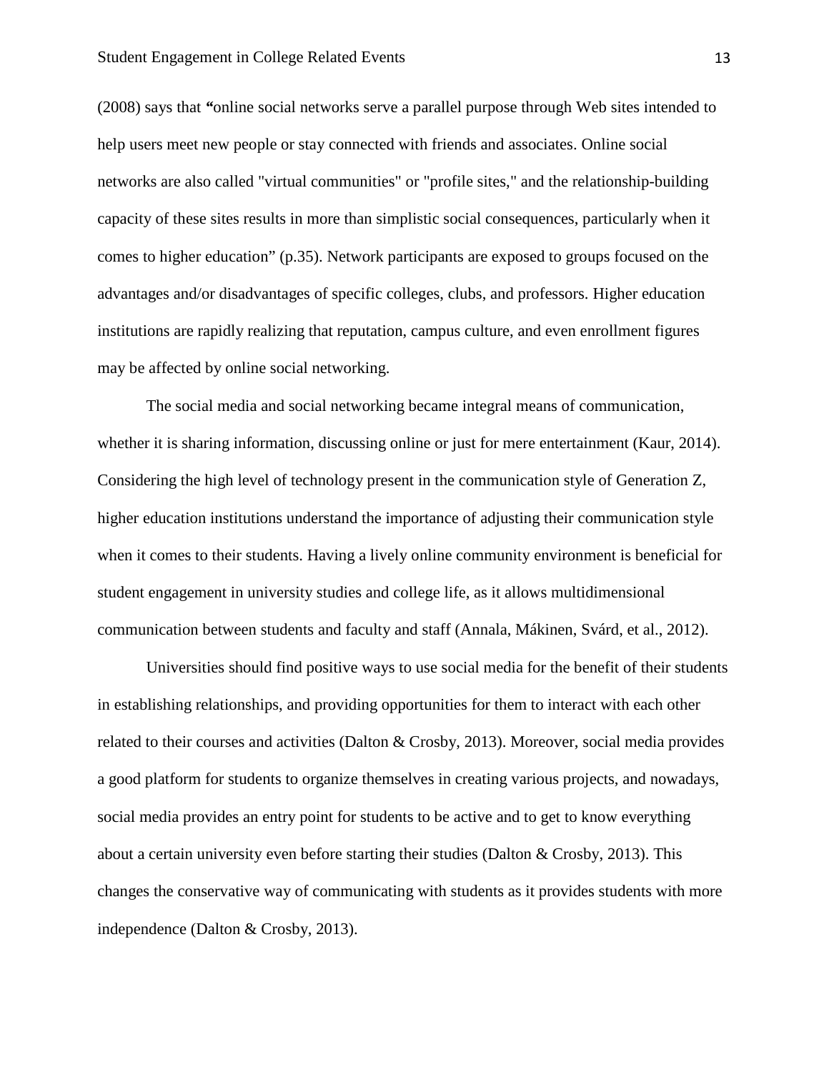(2008) says that **“**online social networks serve a parallel purpose through Web sites intended to help users meet new people or stay connected with friends and associates. Online social networks are also called "virtual communities" or "profile sites," and the relationship-building capacity of these sites results in more than simplistic social consequences, particularly when it comes to higher education” (p.35). Network participants are exposed to groups focused on the advantages and/or disadvantages of specific colleges, clubs, and professors. Higher education institutions are rapidly realizing that reputation, campus culture, and even enrollment figures may be affected by online social networking.

The social media and social networking became integral means of communication, whether it is sharing information, discussing online or just for mere entertainment (Kaur, 2014). Considering the high level of technology present in the communication style of Generation Z, higher education institutions understand the importance of adjusting their communication style when it comes to their students. Having a lively online community environment is beneficial for student engagement in university studies and college life, as it allows multidimensional communication between students and faculty and staff (Annala, Mákinen, Svárd, et al., 2012).

Universities should find positive ways to use social media for the benefit of their students in establishing relationships, and providing opportunities for them to interact with each other related to their courses and activities (Dalton & Crosby, 2013). Moreover, social media provides a good platform for students to organize themselves in creating various projects, and nowadays, social media provides an entry point for students to be active and to get to know everything about a certain university even before starting their studies (Dalton & Crosby, 2013). This changes the conservative way of communicating with students as it provides students with more independence (Dalton & Crosby, 2013).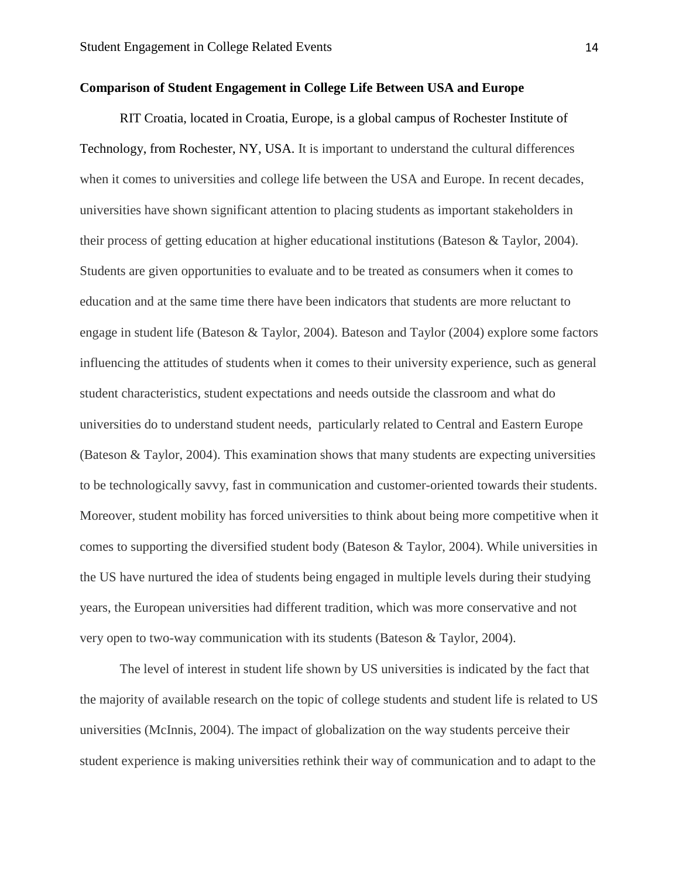**Comparison of Student Engagement in College Life Between USA and Europe**

RIT Croatia, located in Croatia, Europe, is a global campus of Rochester Institute of Technology, from Rochester, NY, USA. It is important to understand the cultural differences when it comes to universities and college life between the USA and Europe. In recent decades, universities have shown significant attention to placing students as important stakeholders in their process of getting education at higher educational institutions (Bateson & Taylor, 2004). Students are given opportunities to evaluate and to be treated as consumers when it comes to education and at the same time there have been indicators that students are more reluctant to engage in student life (Bateson & Taylor, 2004). Bateson and Taylor (2004) explore some factors influencing the attitudes of students when it comes to their university experience, such as general student characteristics, student expectations and needs outside the classroom and what do universities do to understand student needs, particularly related to Central and Eastern Europe (Bateson & Taylor, 2004). This examination shows that many students are expecting universities to be technologically savvy, fast in communication and customer-oriented towards their students. Moreover, student mobility has forced universities to think about being more competitive when it comes to supporting the diversified student body (Bateson & Taylor, 2004). While universities in the US have nurtured the idea of students being engaged in multiple levels during their studying years, the European universities had different tradition, which was more conservative and not very open to two-way communication with its students (Bateson & Taylor, 2004).

The level of interest in student life shown by US universities is indicated by the fact that the majority of available research on the topic of college students and student life is related to US universities (McInnis, 2004). The impact of globalization on the way students perceive their student experience is making universities rethink their way of communication and to adapt to the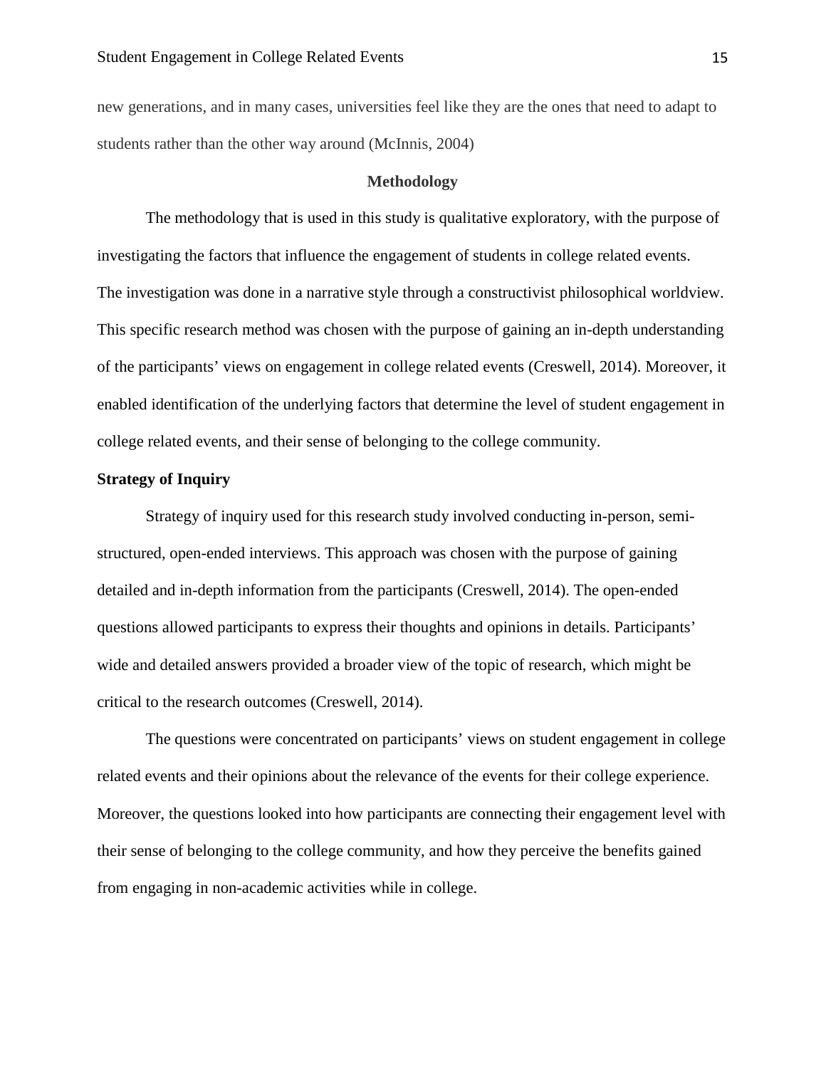new generations, and in many cases, universities feel like they are the ones that need to adapt to students rather than the other way around (McInnis, 2004)

## Methodology

The methodology that is used in this study is qualitative exploratory, with the purpose of investigating the factors that influence the engagement of students in college related events. The investigation was done in a narrative style through a constructivist philosophical worldview. This specific research method was chosen with the purpose of gaining an in-depth understanding of the participants' views on engagement in college related events (Creswell, 2014). Moreover, it enabled identification of the underlying factors that determine the level of student engagement in college related events, and their sense of belonging to the college community.

### Strategy of Inquiry

Strategy of inquiry used for this research study involved conducting in-person, semi-structured, open-ended interviews. This approach was chosen with the purpose of gaining detailed and in-depth information from the participants (Creswell, 2014). The open-ended questions allowed participants to express their thoughts and opinions in details. Participants' wide and detailed answers provided a broader view of the topic of research, which might be critical to the research outcomes (Creswell, 2014).

The questions were concentrated on participants' views on student engagement in college related events and their opinions about the relevance of the events for their college experience. Moreover, the questions looked into how participants are connecting their engagement level with their sense of belonging to the college community, and how they perceive the benefits gained from engaging in non-academic activities while in college.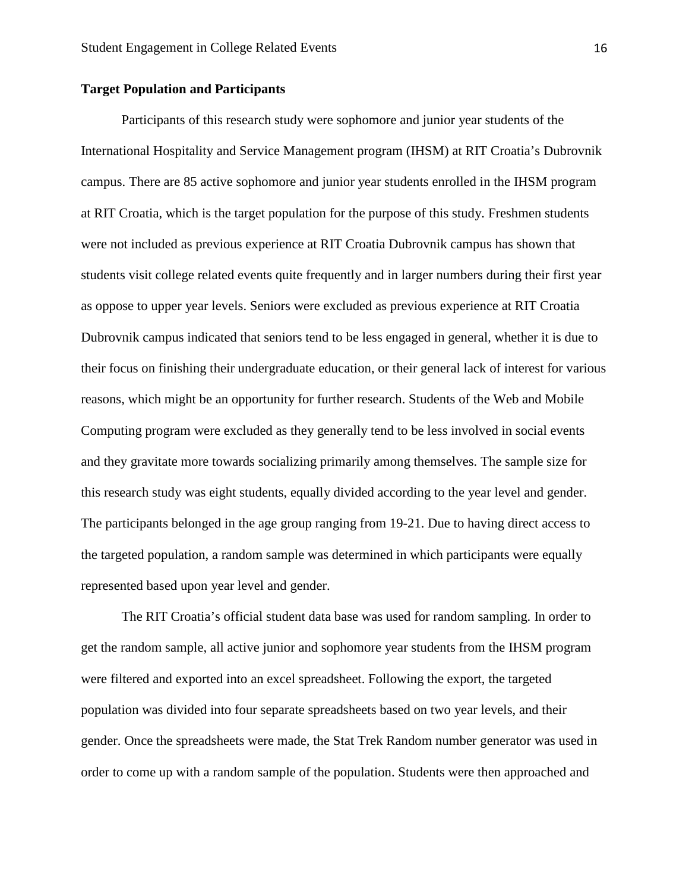**Target Population and Participants**

Participants of this research study were sophomore and junior year students of the International Hospitality and Service Management program (IHSM) at RIT Croatia's Dubrovnik campus. There are 85 active sophomore and junior year students enrolled in the IHSM program at RIT Croatia, which is the target population for the purpose of this study. Freshmen students were not included as previous experience at RIT Croatia Dubrovnik campus has shown that students visit college related events quite frequently and in larger numbers during their first year as oppose to upper year levels. Seniors were excluded as previous experience at RIT Croatia Dubrovnik campus indicated that seniors tend to be less engaged in general, whether it is due to their focus on finishing their undergraduate education, or their general lack of interest for various reasons, which might be an opportunity for further research. Students of the Web and Mobile Computing program were excluded as they generally tend to be less involved in social events and they gravitate more towards socializing primarily among themselves. The sample size for this research study was eight students, equally divided according to the year level and gender. The participants belonged in the age group ranging from 19-21. Due to having direct access to the targeted population, a random sample was determined in which participants were equally represented based upon year level and gender.

The RIT Croatia's official student data base was used for random sampling. In order to get the random sample, all active junior and sophomore year students from the IHSM program were filtered and exported into an excel spreadsheet. Following the export, the targeted population was divided into four separate spreadsheets based on two year levels, and their gender. Once the spreadsheets were made, the Stat Trek Random number generator was used in order to come up with a random sample of the population. Students were then approached and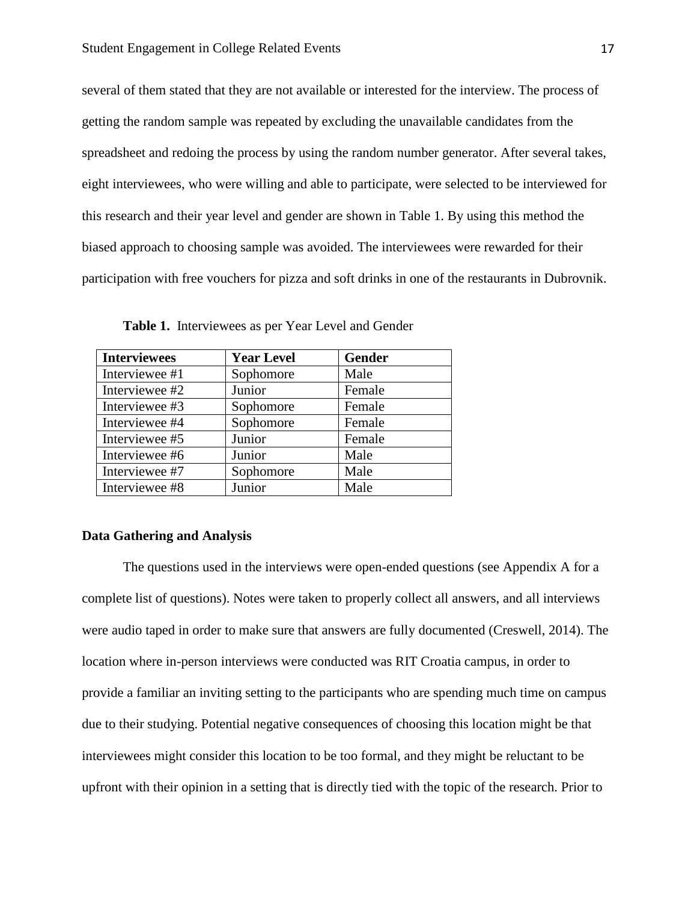several of them stated that they are not available or interested for the interview. The process of getting the random sample was repeated by excluding the unavailable candidates from the spreadsheet and redoing the process by using the random number generator. After several takes, eight interviewees, who were willing and able to participate, were selected to be interviewed for this research and their year level and gender are shown in Table 1. By using this method the biased approach to choosing sample was avoided. The interviewees were rewarded for their participation with free vouchers for pizza and soft drinks in one of the restaurants in Dubrovnik.

**Table 1.** Interviewees as per Year Level and Gender

| Interviewees | Year Level | Gender |
|---|---|---|
| Interviewee #1 | Sophomore | Male |
| Interviewee #2 | Junior | Female |
| Interviewee #3 | Sophomore | Female |
| Interviewee #4 | Sophomore | Female |
| Interviewee #5 | Junior | Female |
| Interviewee #6 | Junior | Male |
| Interviewee #7 | Sophomore | Male |
| Interviewee #8 | Junior | Male |

**Data Gathering and Analysis**

The questions used in the interviews were open-ended questions (see Appendix A for a complete list of questions). Notes were taken to properly collect all answers, and all interviews were audio taped in order to make sure that answers are fully documented (Creswell, 2014). The location where in-person interviews were conducted was RIT Croatia campus, in order to provide a familiar an inviting setting to the participants who are spending much time on campus due to their studying. Potential negative consequences of choosing this location might be that interviewees might consider this location to be too formal, and they might be reluctant to be upfront with their opinion in a setting that is directly tied with the topic of the research. Prior to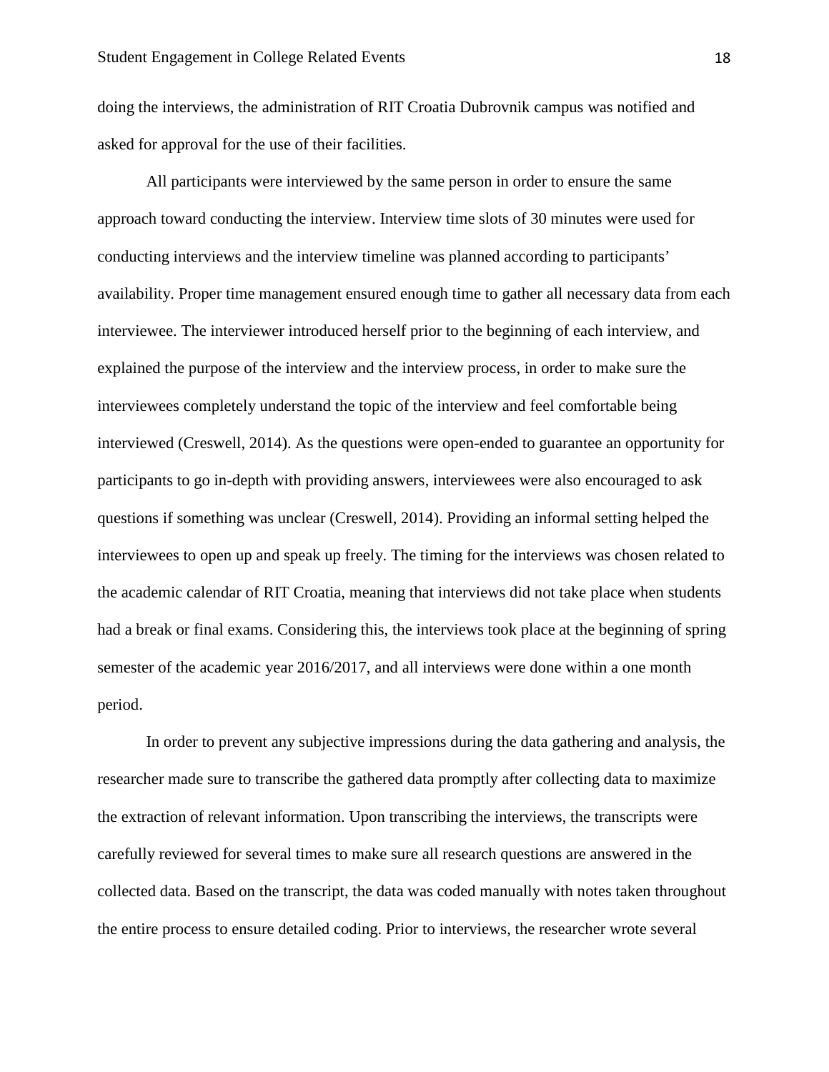doing the interviews, the administration of RIT Croatia Dubrovnik campus was notified and asked for approval for the use of their facilities.

All participants were interviewed by the same person in order to ensure the same approach toward conducting the interview. Interview time slots of 30 minutes were used for conducting interviews and the interview timeline was planned according to participants' availability. Proper time management ensured enough time to gather all necessary data from each interviewee. The interviewer introduced herself prior to the beginning of each interview, and explained the purpose of the interview and the interview process, in order to make sure the interviewees completely understand the topic of the interview and feel comfortable being interviewed (Creswell, 2014). As the questions were open-ended to guarantee an opportunity for participants to go in-depth with providing answers, interviewees were also encouraged to ask questions if something was unclear (Creswell, 2014). Providing an informal setting helped the interviewees to open up and speak up freely. The timing for the interviews was chosen related to the academic calendar of RIT Croatia, meaning that interviews did not take place when students had a break or final exams. Considering this, the interviews took place at the beginning of spring semester of the academic year 2016/2017, and all interviews were done within a one month period.

In order to prevent any subjective impressions during the data gathering and analysis, the researcher made sure to transcribe the gathered data promptly after collecting data to maximize the extraction of relevant information. Upon transcribing the interviews, the transcripts were carefully reviewed for several times to make sure all research questions are answered in the collected data. Based on the transcript, the data was coded manually with notes taken throughout the entire process to ensure detailed coding. Prior to interviews, the researcher wrote several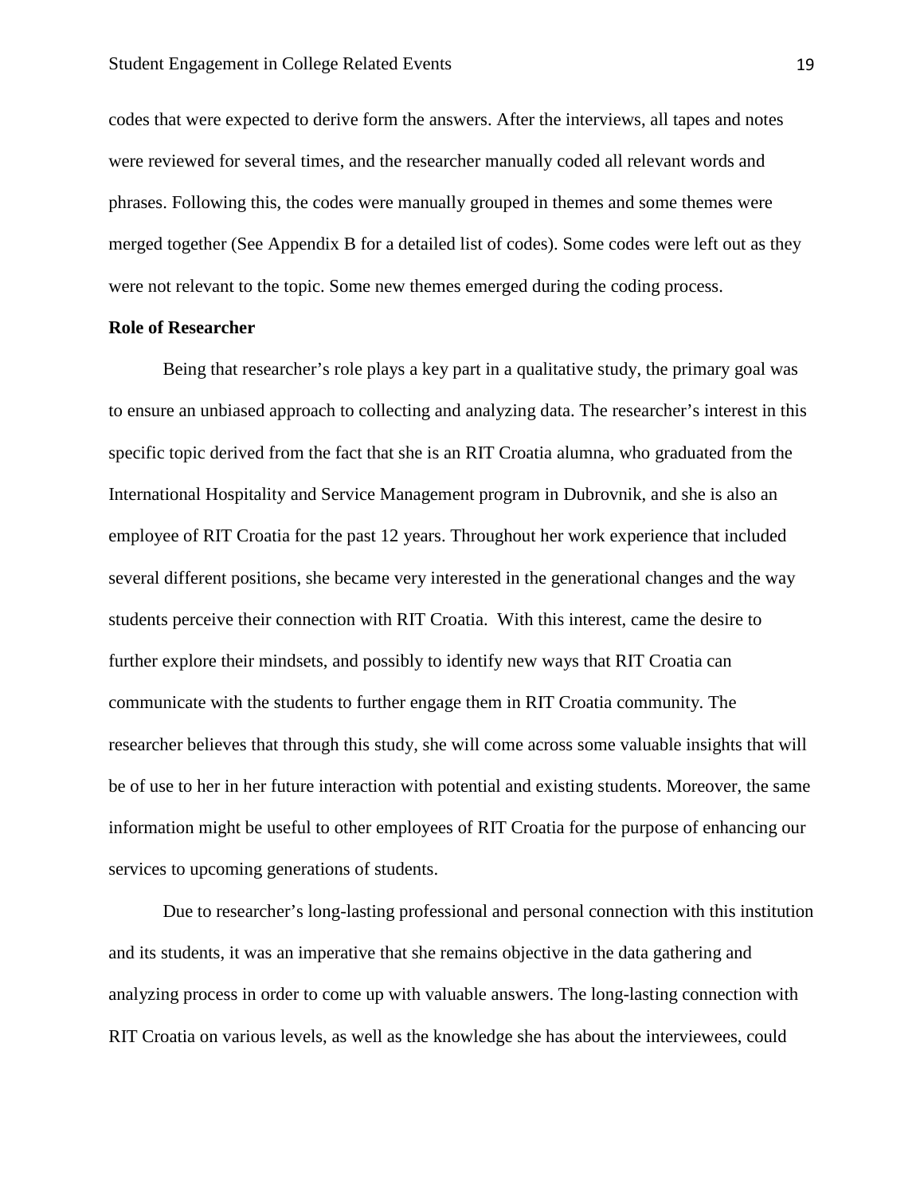codes that were expected to derive form the answers. After the interviews, all tapes and notes were reviewed for several times, and the researcher manually coded all relevant words and phrases. Following this, the codes were manually grouped in themes and some themes were merged together (See Appendix B for a detailed list of codes). Some codes were left out as they were not relevant to the topic. Some new themes emerged during the coding process.

**Role of Researcher**

Being that researcher's role plays a key part in a qualitative study, the primary goal was to ensure an unbiased approach to collecting and analyzing data. The researcher's interest in this specific topic derived from the fact that she is an RIT Croatia alumna, who graduated from the International Hospitality and Service Management program in Dubrovnik, and she is also an employee of RIT Croatia for the past 12 years. Throughout her work experience that included several different positions, she became very interested in the generational changes and the way students perceive their connection with RIT Croatia. With this interest, came the desire to further explore their mindsets, and possibly to identify new ways that RIT Croatia can communicate with the students to further engage them in RIT Croatia community. The researcher believes that through this study, she will come across some valuable insights that will be of use to her in her future interaction with potential and existing students. Moreover, the same information might be useful to other employees of RIT Croatia for the purpose of enhancing our services to upcoming generations of students.

Due to researcher's long-lasting professional and personal connection with this institution and its students, it was an imperative that she remains objective in the data gathering and analyzing process in order to come up with valuable answers. The long-lasting connection with RIT Croatia on various levels, as well as the knowledge she has about the interviewees, could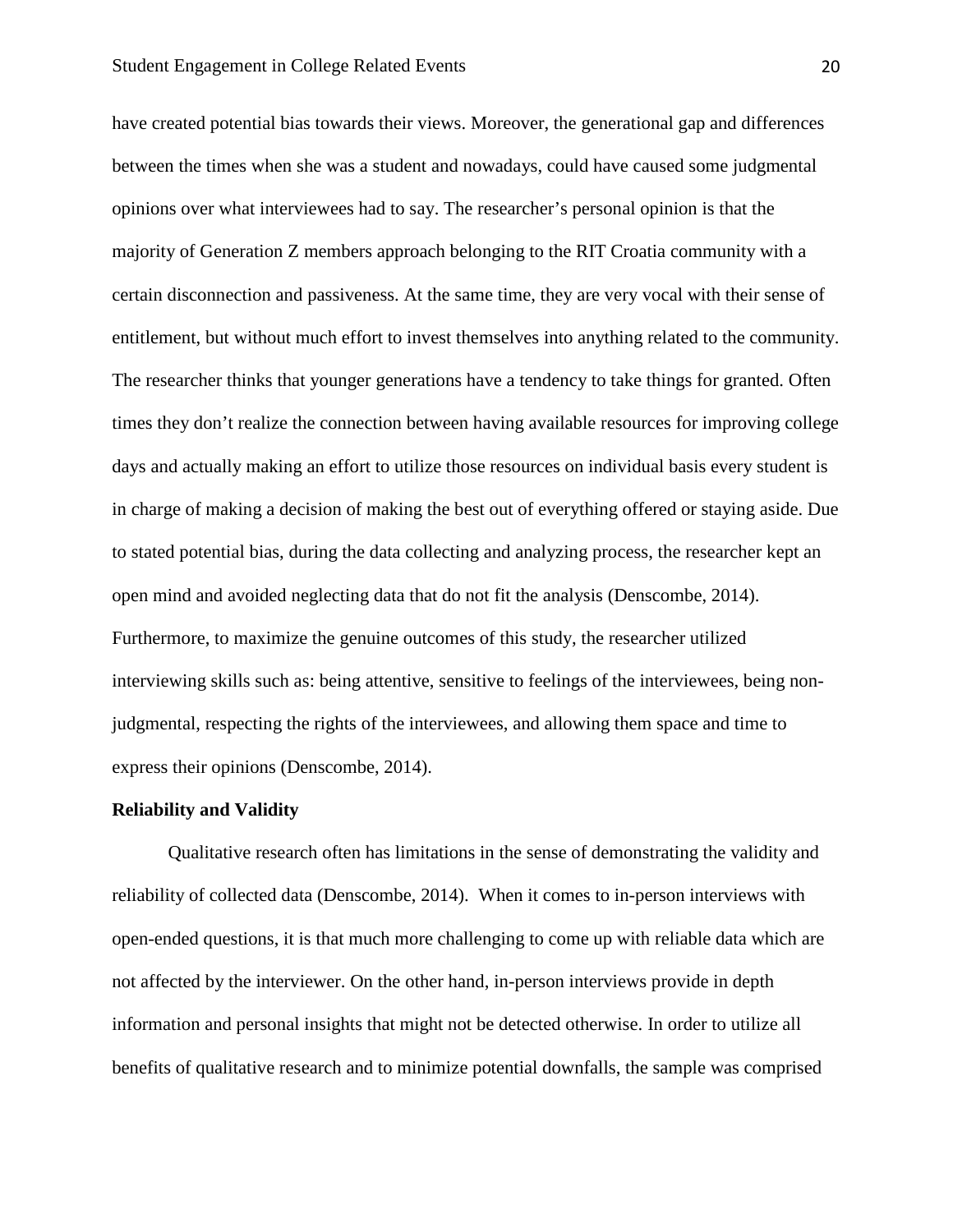have created potential bias towards their views. Moreover, the generational gap and differences between the times when she was a student and nowadays, could have caused some judgmental opinions over what interviewees had to say. The researcher's personal opinion is that the majority of Generation Z members approach belonging to the RIT Croatia community with a certain disconnection and passiveness. At the same time, they are very vocal with their sense of entitlement, but without much effort to invest themselves into anything related to the community. The researcher thinks that younger generations have a tendency to take things for granted. Often times they don't realize the connection between having available resources for improving college days and actually making an effort to utilize those resources on individual basis every student is in charge of making a decision of making the best out of everything offered or staying aside. Due to stated potential bias, during the data collecting and analyzing process, the researcher kept an open mind and avoided neglecting data that do not fit the analysis (Denscombe, 2014). Furthermore, to maximize the genuine outcomes of this study, the researcher utilized interviewing skills such as: being attentive, sensitive to feelings of the interviewees, being non-judgmental, respecting the rights of the interviewees, and allowing them space and time to express their opinions (Denscombe, 2014).

**Reliability and Validity**

Qualitative research often has limitations in the sense of demonstrating the validity and reliability of collected data (Denscombe, 2014). When it comes to in-person interviews with open-ended questions, it is that much more challenging to come up with reliable data which are not affected by the interviewer. On the other hand, in-person interviews provide in depth information and personal insights that might not be detected otherwise. In order to utilize all benefits of qualitative research and to minimize potential downfalls, the sample was comprised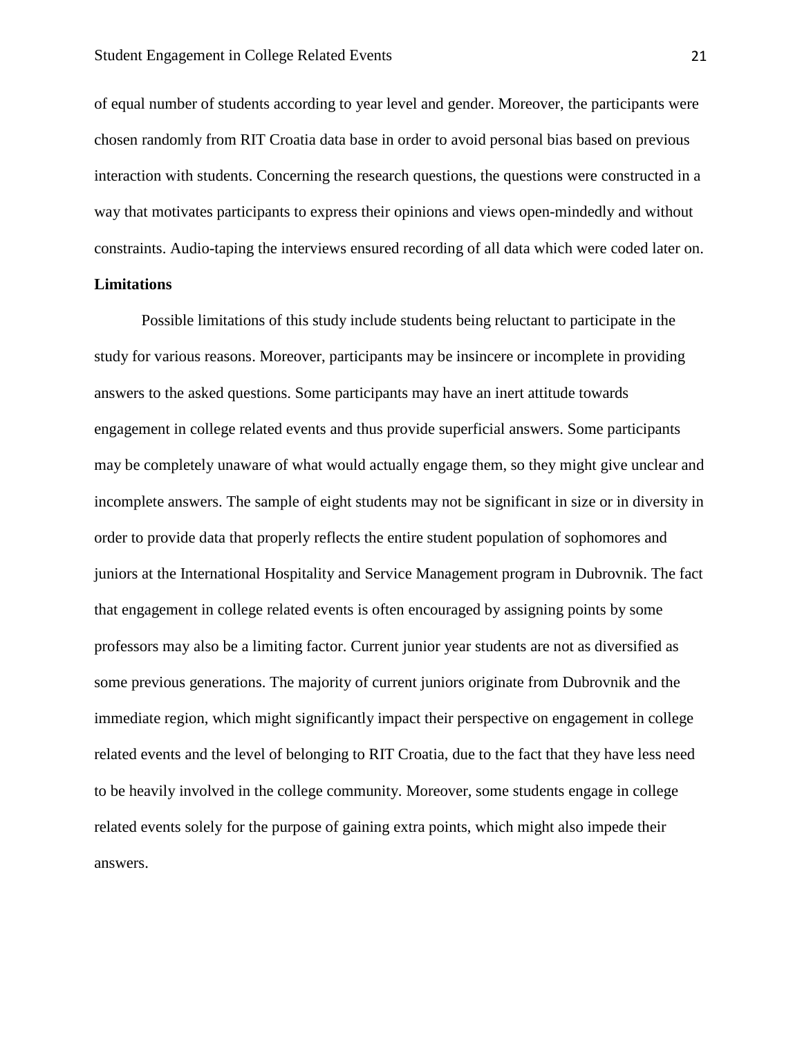of equal number of students according to year level and gender. Moreover, the participants were chosen randomly from RIT Croatia data base in order to avoid personal bias based on previous interaction with students. Concerning the research questions, the questions were constructed in a way that motivates participants to express their opinions and views open-mindedly and without constraints. Audio-taping the interviews ensured recording of all data which were coded later on.

**Limitations**

Possible limitations of this study include students being reluctant to participate in the study for various reasons. Moreover, participants may be insincere or incomplete in providing answers to the asked questions. Some participants may have an inert attitude towards engagement in college related events and thus provide superficial answers. Some participants may be completely unaware of what would actually engage them, so they might give unclear and incomplete answers. The sample of eight students may not be significant in size or in diversity in order to provide data that properly reflects the entire student population of sophomores and juniors at the International Hospitality and Service Management program in Dubrovnik. The fact that engagement in college related events is often encouraged by assigning points by some professors may also be a limiting factor. Current junior year students are not as diversified as some previous generations. The majority of current juniors originate from Dubrovnik and the immediate region, which might significantly impact their perspective on engagement in college related events and the level of belonging to RIT Croatia, due to the fact that they have less need to be heavily involved in the college community. Moreover, some students engage in college related events solely for the purpose of gaining extra points, which might also impede their answers.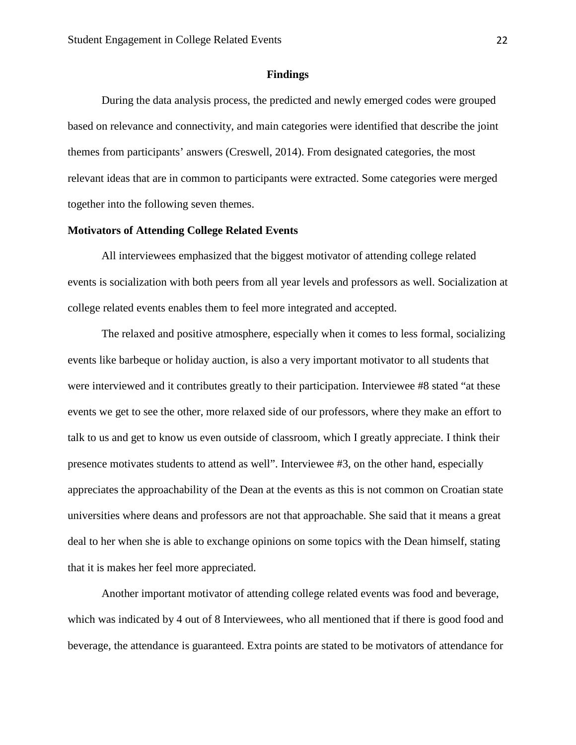## Findings

During the data analysis process, the predicted and newly emerged codes were grouped based on relevance and connectivity, and main categories were identified that describe the joint themes from participants' answers (Creswell, 2014). From designated categories, the most relevant ideas that are in common to participants were extracted. Some categories were merged together into the following seven themes.

### Motivators of Attending College Related Events

All interviewees emphasized that the biggest motivator of attending college related events is socialization with both peers from all year levels and professors as well. Socialization at college related events enables them to feel more integrated and accepted.

The relaxed and positive atmosphere, especially when it comes to less formal, socializing events like barbeque or holiday auction, is also a very important motivator to all students that were interviewed and it contributes greatly to their participation. Interviewee #8 stated "at these events we get to see the other, more relaxed side of our professors, where they make an effort to talk to us and get to know us even outside of classroom, which I greatly appreciate. I think their presence motivates students to attend as well". Interviewee #3, on the other hand, especially appreciates the approachability of the Dean at the events as this is not common on Croatian state universities where deans and professors are not that approachable. She said that it means a great deal to her when she is able to exchange opinions on some topics with the Dean himself, stating that it is makes her feel more appreciated.

Another important motivator of attending college related events was food and beverage, which was indicated by 4 out of 8 Interviewees, who all mentioned that if there is good food and beverage, the attendance is guaranteed. Extra points are stated to be motivators of attendance for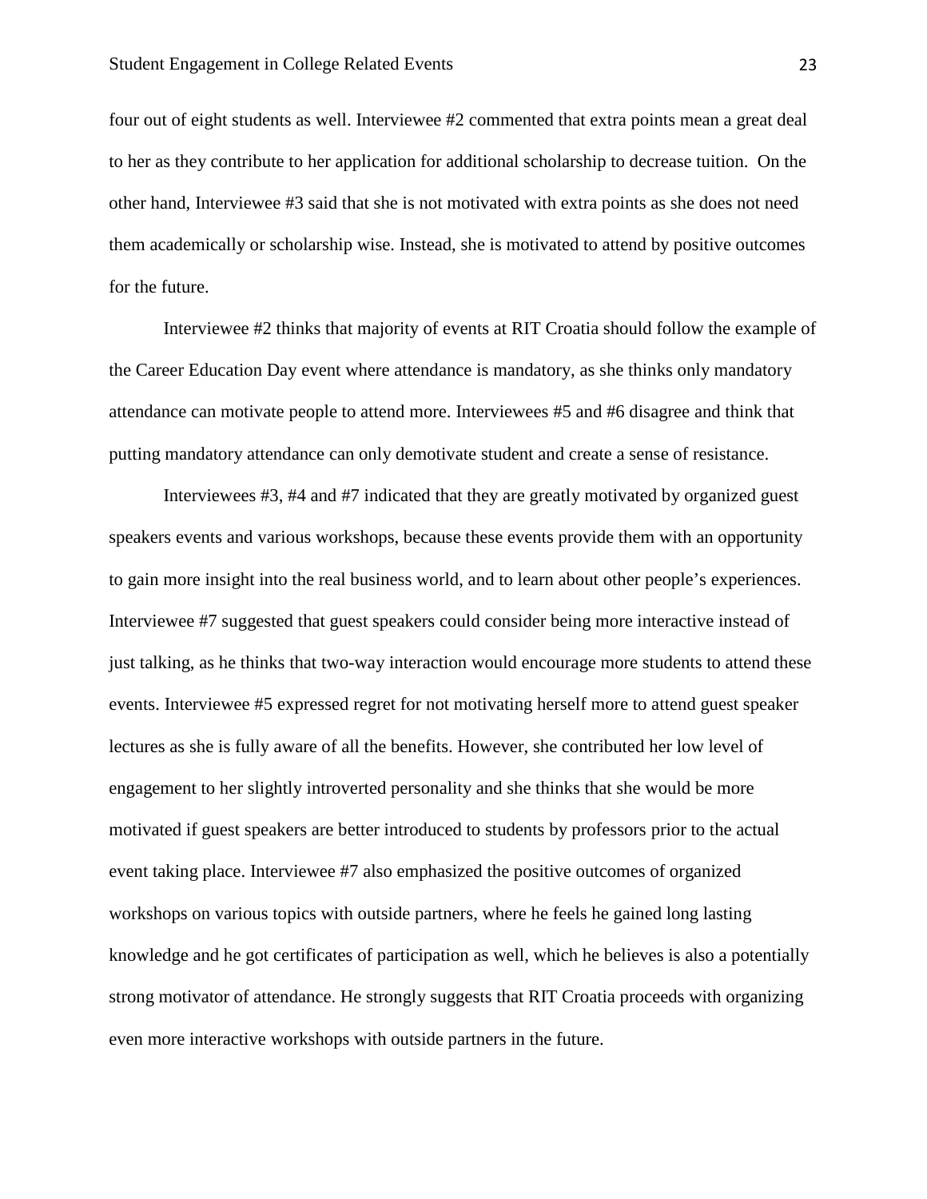four out of eight students as well. Interviewee #2 commented that extra points mean a great deal to her as they contribute to her application for additional scholarship to decrease tuition. On the other hand, Interviewee #3 said that she is not motivated with extra points as she does not need them academically or scholarship wise. Instead, she is motivated to attend by positive outcomes for the future.

Interviewee #2 thinks that majority of events at RIT Croatia should follow the example of the Career Education Day event where attendance is mandatory, as she thinks only mandatory attendance can motivate people to attend more. Interviewees #5 and #6 disagree and think that putting mandatory attendance can only demotivate student and create a sense of resistance.

Interviewees #3, #4 and #7 indicated that they are greatly motivated by organized guest speakers events and various workshops, because these events provide them with an opportunity to gain more insight into the real business world, and to learn about other people's experiences. Interviewee #7 suggested that guest speakers could consider being more interactive instead of just talking, as he thinks that two-way interaction would encourage more students to attend these events. Interviewee #5 expressed regret for not motivating herself more to attend guest speaker lectures as she is fully aware of all the benefits. However, she contributed her low level of engagement to her slightly introverted personality and she thinks that she would be more motivated if guest speakers are better introduced to students by professors prior to the actual event taking place. Interviewee #7 also emphasized the positive outcomes of organized workshops on various topics with outside partners, where he feels he gained long lasting knowledge and he got certificates of participation as well, which he believes is also a potentially strong motivator of attendance. He strongly suggests that RIT Croatia proceeds with organizing even more interactive workshops with outside partners in the future.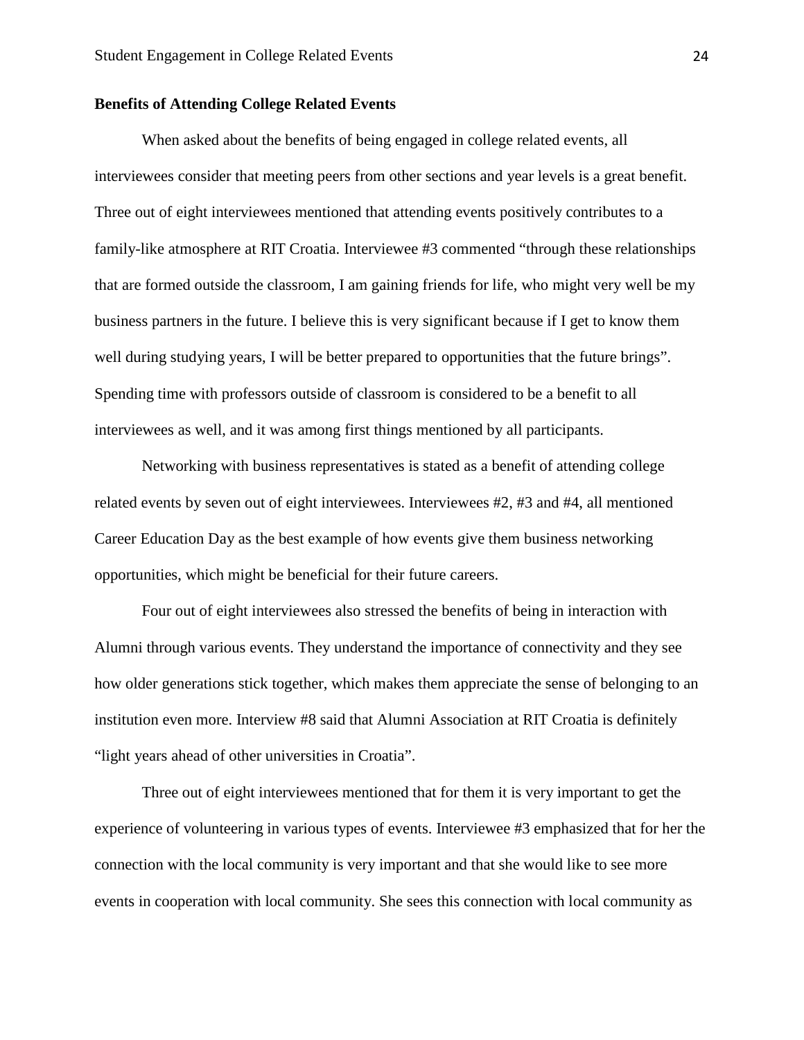**Benefits of Attending College Related Events**

When asked about the benefits of being engaged in college related events, all interviewees consider that meeting peers from other sections and year levels is a great benefit. Three out of eight interviewees mentioned that attending events positively contributes to a family-like atmosphere at RIT Croatia. Interviewee #3 commented “through these relationships that are formed outside the classroom, I am gaining friends for life, who might very well be my business partners in the future. I believe this is very significant because if I get to know them well during studying years, I will be better prepared to opportunities that the future brings”. Spending time with professors outside of classroom is considered to be a benefit to all interviewees as well, and it was among first things mentioned by all participants.

Networking with business representatives is stated as a benefit of attending college related events by seven out of eight interviewees. Interviewees #2, #3 and #4, all mentioned Career Education Day as the best example of how events give them business networking opportunities, which might be beneficial for their future careers.

Four out of eight interviewees also stressed the benefits of being in interaction with Alumni through various events. They understand the importance of connectivity and they see how older generations stick together, which makes them appreciate the sense of belonging to an institution even more. Interview #8 said that Alumni Association at RIT Croatia is definitely “light years ahead of other universities in Croatia”.

Three out of eight interviewees mentioned that for them it is very important to get the experience of volunteering in various types of events. Interviewee #3 emphasized that for her the connection with the local community is very important and that she would like to see more events in cooperation with local community. She sees this connection with local community as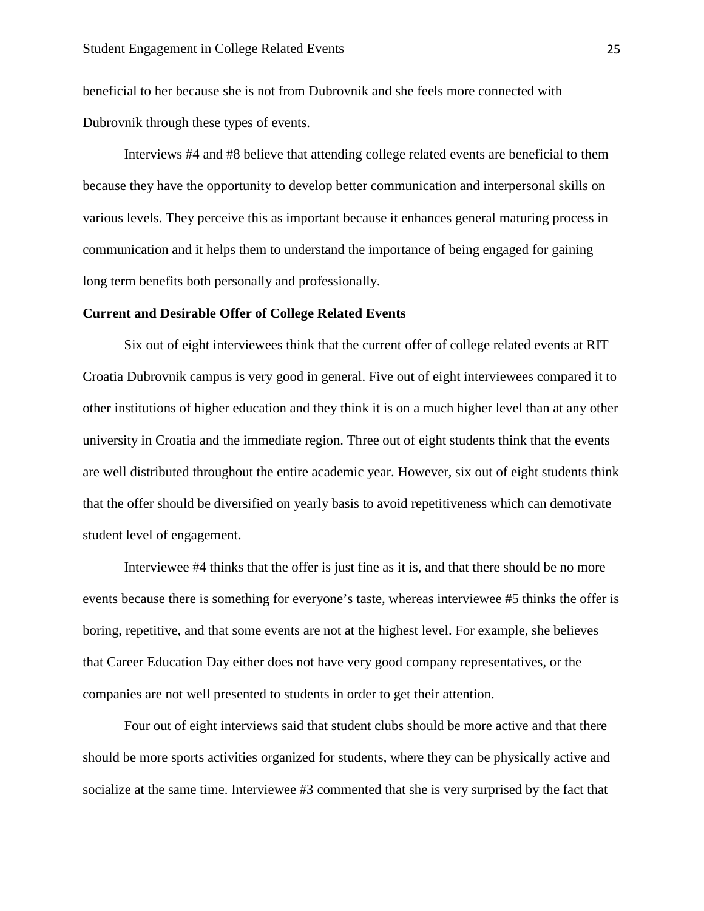beneficial to her because she is not from Dubrovnik and she feels more connected with Dubrovnik through these types of events.

Interviews #4 and #8 believe that attending college related events are beneficial to them because they have the opportunity to develop better communication and interpersonal skills on various levels. They perceive this as important because it enhances general maturing process in communication and it helps them to understand the importance of being engaged for gaining long term benefits both personally and professionally.

**Current and Desirable Offer of College Related Events**

Six out of eight interviewees think that the current offer of college related events at RIT Croatia Dubrovnik campus is very good in general. Five out of eight interviewees compared it to other institutions of higher education and they think it is on a much higher level than at any other university in Croatia and the immediate region. Three out of eight students think that the events are well distributed throughout the entire academic year. However, six out of eight students think that the offer should be diversified on yearly basis to avoid repetitiveness which can demotivate student level of engagement.

Interviewee #4 thinks that the offer is just fine as it is, and that there should be no more events because there is something for everyone's taste, whereas interviewee #5 thinks the offer is boring, repetitive, and that some events are not at the highest level. For example, she believes that Career Education Day either does not have very good company representatives, or the companies are not well presented to students in order to get their attention.

Four out of eight interviews said that student clubs should be more active and that there should be more sports activities organized for students, where they can be physically active and socialize at the same time. Interviewee #3 commented that she is very surprised by the fact that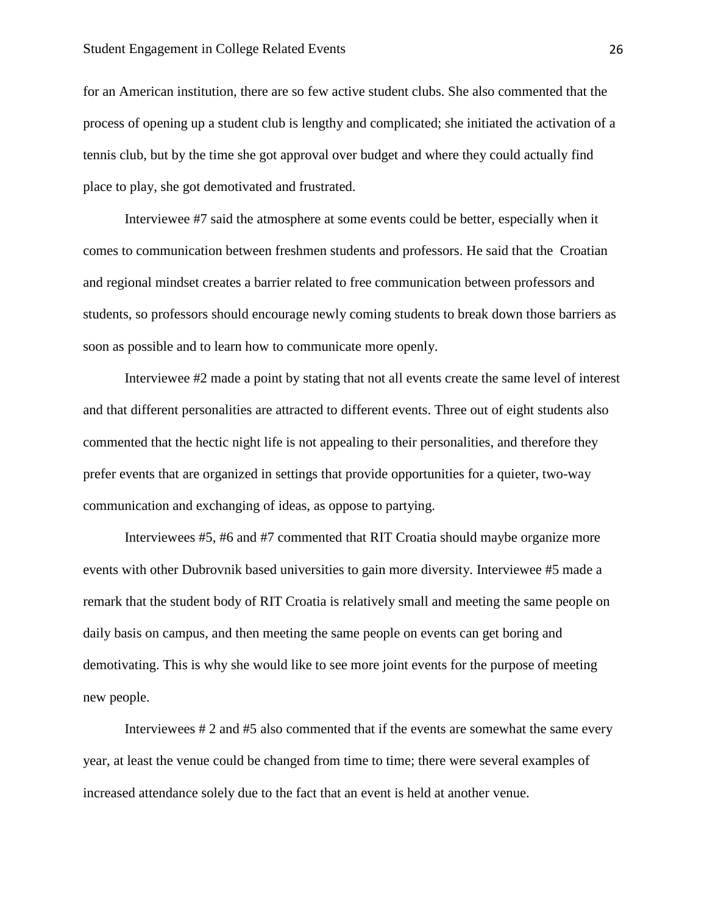for an American institution, there are so few active student clubs. She also commented that the process of opening up a student club is lengthy and complicated; she initiated the activation of a tennis club, but by the time she got approval over budget and where they could actually find place to play, she got demotivated and frustrated.

Interviewee #7 said the atmosphere at some events could be better, especially when it comes to communication between freshmen students and professors. He said that the Croatian and regional mindset creates a barrier related to free communication between professors and students, so professors should encourage newly coming students to break down those barriers as soon as possible and to learn how to communicate more openly.

Interviewee #2 made a point by stating that not all events create the same level of interest and that different personalities are attracted to different events. Three out of eight students also commented that the hectic night life is not appealing to their personalities, and therefore they prefer events that are organized in settings that provide opportunities for a quieter, two-way communication and exchanging of ideas, as oppose to partying.

Interviewees #5, #6 and #7 commented that RIT Croatia should maybe organize more events with other Dubrovnik based universities to gain more diversity. Interviewee #5 made a remark that the student body of RIT Croatia is relatively small and meeting the same people on daily basis on campus, and then meeting the same people on events can get boring and demotivating. This is why she would like to see more joint events for the purpose of meeting new people.

Interviewees # 2 and #5 also commented that if the events are somewhat the same every year, at least the venue could be changed from time to time; there were several examples of increased attendance solely due to the fact that an event is held at another venue.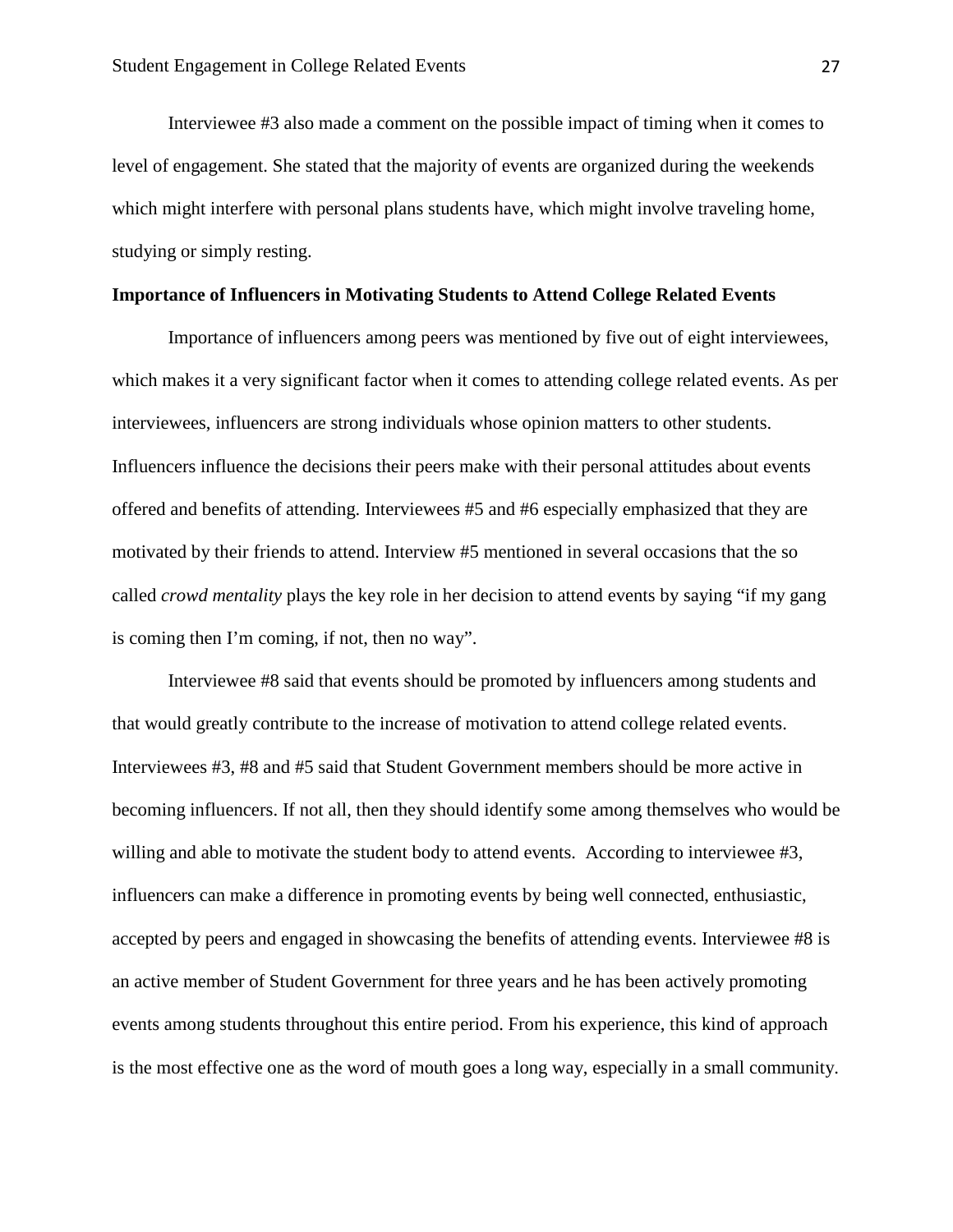Interviewee #3 also made a comment on the possible impact of timing when it comes to level of engagement. She stated that the majority of events are organized during the weekends which might interfere with personal plans students have, which might involve traveling home, studying or simply resting.

**Importance of Influencers in Motivating Students to Attend College Related Events**

Importance of influencers among peers was mentioned by five out of eight interviewees, which makes it a very significant factor when it comes to attending college related events. As per interviewees, influencers are strong individuals whose opinion matters to other students. Influencers influence the decisions their peers make with their personal attitudes about events offered and benefits of attending. Interviewees #5 and #6 especially emphasized that they are motivated by their friends to attend. Interview #5 mentioned in several occasions that the so called *crowd mentality* plays the key role in her decision to attend events by saying "if my gang is coming then I'm coming, if not, then no way".

Interviewee #8 said that events should be promoted by influencers among students and that would greatly contribute to the increase of motivation to attend college related events. Interviewees #3, #8 and #5 said that Student Government members should be more active in becoming influencers. If not all, then they should identify some among themselves who would be willing and able to motivate the student body to attend events. According to interviewee #3, influencers can make a difference in promoting events by being well connected, enthusiastic, accepted by peers and engaged in showcasing the benefits of attending events. Interviewee #8 is an active member of Student Government for three years and he has been actively promoting events among students throughout this entire period. From his experience, this kind of approach is the most effective one as the word of mouth goes a long way, especially in a small community.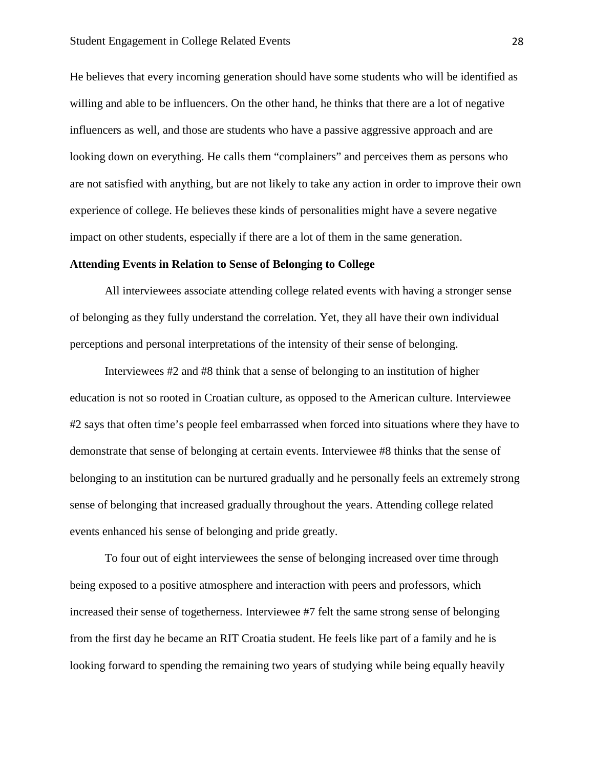He believes that every incoming generation should have some students who will be identified as willing and able to be influencers. On the other hand, he thinks that there are a lot of negative influencers as well, and those are students who have a passive aggressive approach and are looking down on everything. He calls them "complainers" and perceives them as persons who are not satisfied with anything, but are not likely to take any action in order to improve their own experience of college. He believes these kinds of personalities might have a severe negative impact on other students, especially if there are a lot of them in the same generation.

**Attending Events in Relation to Sense of Belonging to College**

All interviewees associate attending college related events with having a stronger sense of belonging as they fully understand the correlation. Yet, they all have their own individual perceptions and personal interpretations of the intensity of their sense of belonging.

Interviewees #2 and #8 think that a sense of belonging to an institution of higher education is not so rooted in Croatian culture, as opposed to the American culture. Interviewee #2 says that often time's people feel embarrassed when forced into situations where they have to demonstrate that sense of belonging at certain events. Interviewee #8 thinks that the sense of belonging to an institution can be nurtured gradually and he personally feels an extremely strong sense of belonging that increased gradually throughout the years. Attending college related events enhanced his sense of belonging and pride greatly.

To four out of eight interviewees the sense of belonging increased over time through being exposed to a positive atmosphere and interaction with peers and professors, which increased their sense of togetherness. Interviewee #7 felt the same strong sense of belonging from the first day he became an RIT Croatia student. He feels like part of a family and he is looking forward to spending the remaining two years of studying while being equally heavily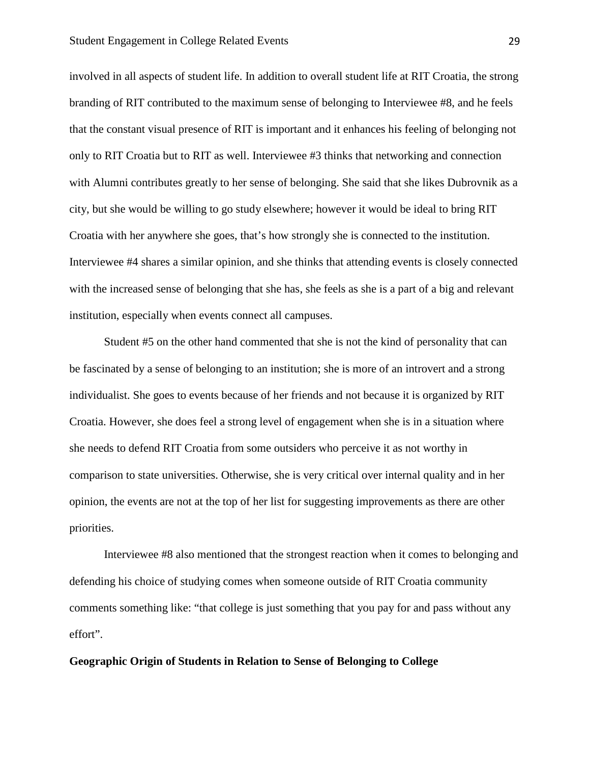involved in all aspects of student life. In addition to overall student life at RIT Croatia, the strong branding of RIT contributed to the maximum sense of belonging to Interviewee #8, and he feels that the constant visual presence of RIT is important and it enhances his feeling of belonging not only to RIT Croatia but to RIT as well. Interviewee #3 thinks that networking and connection with Alumni contributes greatly to her sense of belonging. She said that she likes Dubrovnik as a city, but she would be willing to go study elsewhere; however it would be ideal to bring RIT Croatia with her anywhere she goes, that's how strongly she is connected to the institution. Interviewee #4 shares a similar opinion, and she thinks that attending events is closely connected with the increased sense of belonging that she has, she feels as she is a part of a big and relevant institution, especially when events connect all campuses.

Student #5 on the other hand commented that she is not the kind of personality that can be fascinated by a sense of belonging to an institution; she is more of an introvert and a strong individualist. She goes to events because of her friends and not because it is organized by RIT Croatia. However, she does feel a strong level of engagement when she is in a situation where she needs to defend RIT Croatia from some outsiders who perceive it as not worthy in comparison to state universities. Otherwise, she is very critical over internal quality and in her opinion, the events are not at the top of her list for suggesting improvements as there are other priorities.

Interviewee #8 also mentioned that the strongest reaction when it comes to belonging and defending his choice of studying comes when someone outside of RIT Croatia community comments something like: "that college is just something that you pay for and pass without any effort".

**Geographic Origin of Students in Relation to Sense of Belonging to College**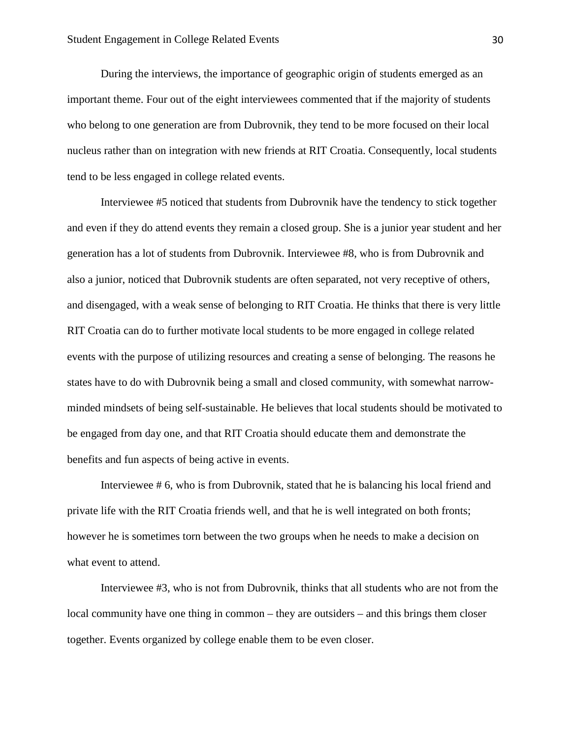During the interviews, the importance of geographic origin of students emerged as an important theme. Four out of the eight interviewees commented that if the majority of students who belong to one generation are from Dubrovnik, they tend to be more focused on their local nucleus rather than on integration with new friends at RIT Croatia. Consequently, local students tend to be less engaged in college related events.

Interviewee #5 noticed that students from Dubrovnik have the tendency to stick together and even if they do attend events they remain a closed group. She is a junior year student and her generation has a lot of students from Dubrovnik. Interviewee #8, who is from Dubrovnik and also a junior, noticed that Dubrovnik students are often separated, not very receptive of others, and disengaged, with a weak sense of belonging to RIT Croatia. He thinks that there is very little RIT Croatia can do to further motivate local students to be more engaged in college related events with the purpose of utilizing resources and creating a sense of belonging. The reasons he states have to do with Dubrovnik being a small and closed community, with somewhat narrow-minded mindsets of being self-sustainable. He believes that local students should be motivated to be engaged from day one, and that RIT Croatia should educate them and demonstrate the benefits and fun aspects of being active in events.

Interviewee # 6, who is from Dubrovnik, stated that he is balancing his local friend and private life with the RIT Croatia friends well, and that he is well integrated on both fronts; however he is sometimes torn between the two groups when he needs to make a decision on what event to attend.

Interviewee #3, who is not from Dubrovnik, thinks that all students who are not from the local community have one thing in common – they are outsiders – and this brings them closer together. Events organized by college enable them to be even closer.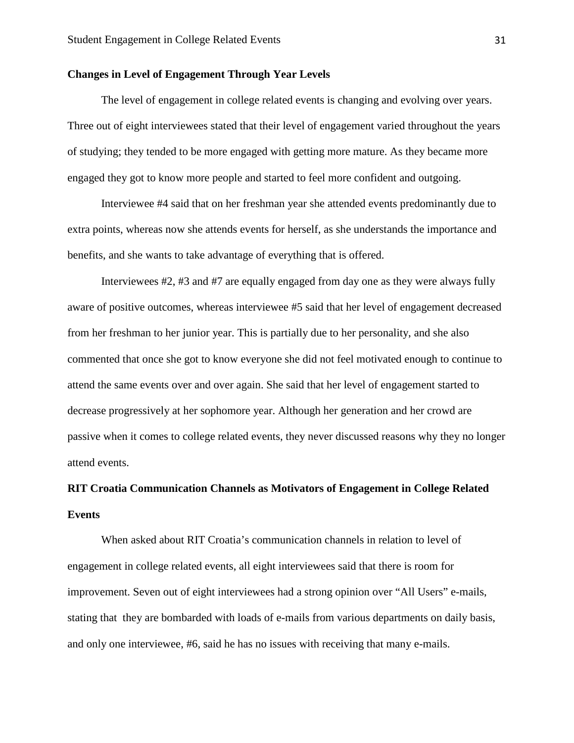**Changes in Level of Engagement Through Year Levels**

The level of engagement in college related events is changing and evolving over years. Three out of eight interviewees stated that their level of engagement varied throughout the years of studying; they tended to be more engaged with getting more mature. As they became more engaged they got to know more people and started to feel more confident and outgoing.

Interviewee #4 said that on her freshman year she attended events predominantly due to extra points, whereas now she attends events for herself, as she understands the importance and benefits, and she wants to take advantage of everything that is offered.

Interviewees #2, #3 and #7 are equally engaged from day one as they were always fully aware of positive outcomes, whereas interviewee #5 said that her level of engagement decreased from her freshman to her junior year. This is partially due to her personality, and she also commented that once she got to know everyone she did not feel motivated enough to continue to attend the same events over and over again. She said that her level of engagement started to decrease progressively at her sophomore year. Although her generation and her crowd are passive when it comes to college related events, they never discussed reasons why they no longer attend events.

**RIT Croatia Communication Channels as Motivators of Engagement in College Related Events**

When asked about RIT Croatia's communication channels in relation to level of engagement in college related events, all eight interviewees said that there is room for improvement. Seven out of eight interviewees had a strong opinion over "All Users" e-mails, stating that they are bombarded with loads of e-mails from various departments on daily basis, and only one interviewee, #6, said he has no issues with receiving that many e-mails.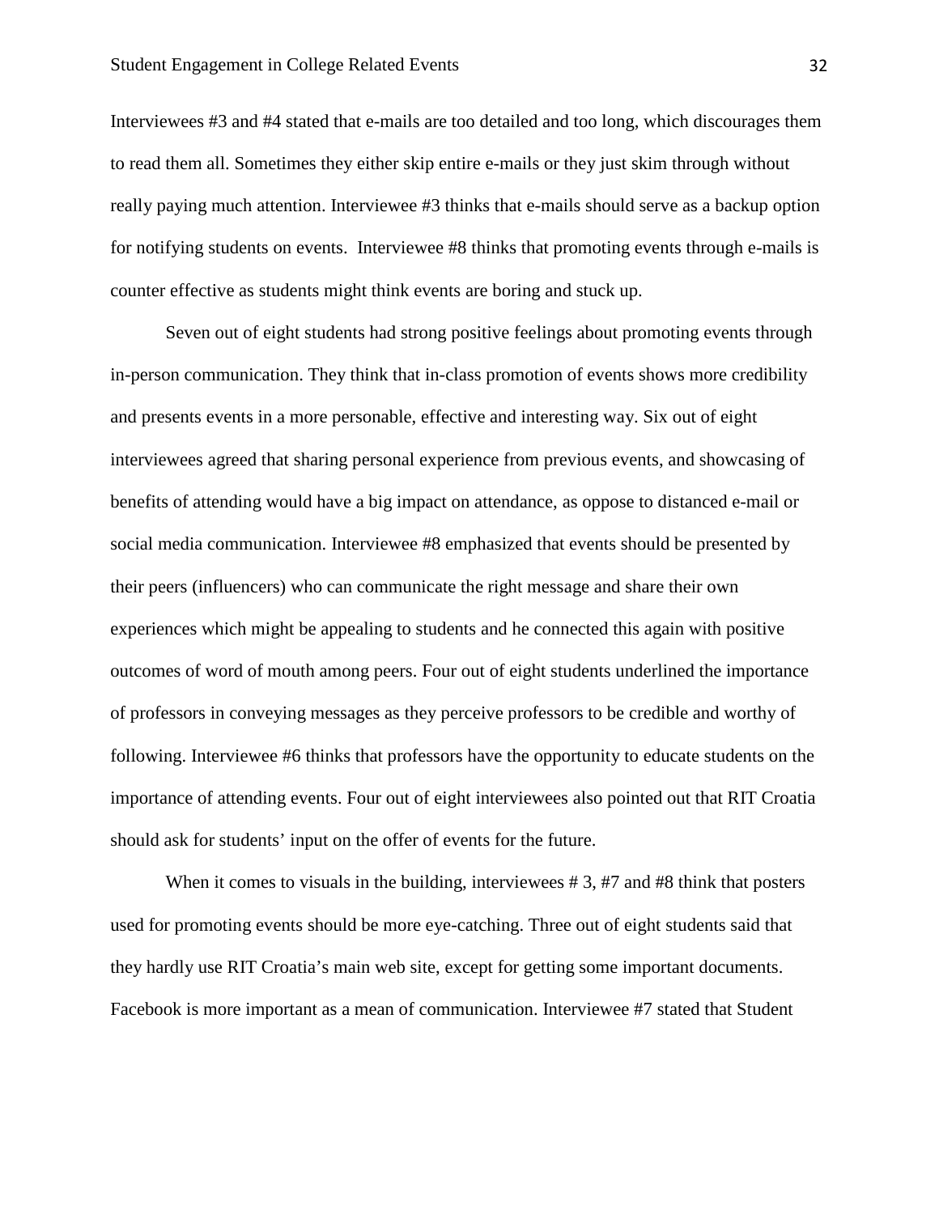Interviewees #3 and #4 stated that e-mails are too detailed and too long, which discourages them to read them all. Sometimes they either skip entire e-mails or they just skim through without really paying much attention. Interviewee #3 thinks that e-mails should serve as a backup option for notifying students on events. Interviewee #8 thinks that promoting events through e-mails is counter effective as students might think events are boring and stuck up.

Seven out of eight students had strong positive feelings about promoting events through in-person communication. They think that in-class promotion of events shows more credibility and presents events in a more personable, effective and interesting way. Six out of eight interviewees agreed that sharing personal experience from previous events, and showcasing of benefits of attending would have a big impact on attendance, as oppose to distanced e-mail or social media communication. Interviewee #8 emphasized that events should be presented by their peers (influencers) who can communicate the right message and share their own experiences which might be appealing to students and he connected this again with positive outcomes of word of mouth among peers. Four out of eight students underlined the importance of professors in conveying messages as they perceive professors to be credible and worthy of following. Interviewee #6 thinks that professors have the opportunity to educate students on the importance of attending events. Four out of eight interviewees also pointed out that RIT Croatia should ask for students' input on the offer of events for the future.

When it comes to visuals in the building, interviewees # 3, #7 and #8 think that posters used for promoting events should be more eye-catching. Three out of eight students said that they hardly use RIT Croatia's main web site, except for getting some important documents. Facebook is more important as a mean of communication. Interviewee #7 stated that Student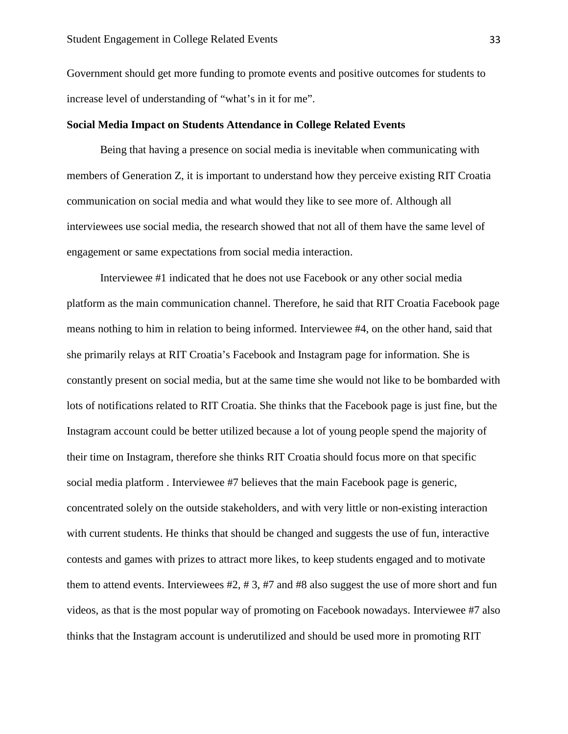Government should get more funding to promote events and positive outcomes for students to increase level of understanding of "what's in it for me".

**Social Media Impact on Students Attendance in College Related Events**

Being that having a presence on social media is inevitable when communicating with members of Generation Z, it is important to understand how they perceive existing RIT Croatia communication on social media and what would they like to see more of. Although all interviewees use social media, the research showed that not all of them have the same level of engagement or same expectations from social media interaction.

Interviewee #1 indicated that he does not use Facebook or any other social media platform as the main communication channel. Therefore, he said that RIT Croatia Facebook page means nothing to him in relation to being informed. Interviewee #4, on the other hand, said that she primarily relays at RIT Croatia's Facebook and Instagram page for information. She is constantly present on social media, but at the same time she would not like to be bombarded with lots of notifications related to RIT Croatia. She thinks that the Facebook page is just fine, but the Instagram account could be better utilized because a lot of young people spend the majority of their time on Instagram, therefore she thinks RIT Croatia should focus more on that specific social media platform . Interviewee #7 believes that the main Facebook page is generic, concentrated solely on the outside stakeholders, and with very little or non-existing interaction with current students. He thinks that should be changed and suggests the use of fun, interactive contests and games with prizes to attract more likes, to keep students engaged and to motivate them to attend events. Interviewees #2, # 3, #7 and #8 also suggest the use of more short and fun videos, as that is the most popular way of promoting on Facebook nowadays. Interviewee #7 also thinks that the Instagram account is underutilized and should be used more in promoting RIT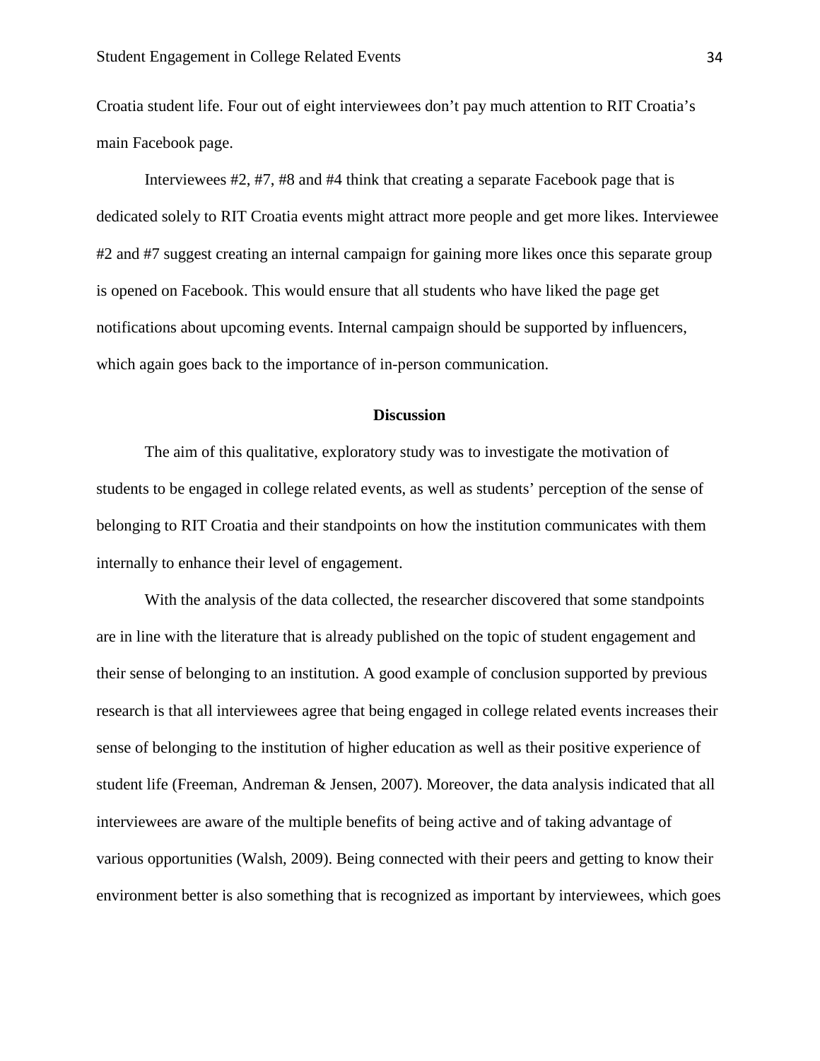Croatia student life. Four out of eight interviewees don't pay much attention to RIT Croatia's main Facebook page.

Interviewees #2, #7, #8 and #4 think that creating a separate Facebook page that is dedicated solely to RIT Croatia events might attract more people and get more likes. Interviewee #2 and #7 suggest creating an internal campaign for gaining more likes once this separate group is opened on Facebook. This would ensure that all students who have liked the page get notifications about upcoming events. Internal campaign should be supported by influencers, which again goes back to the importance of in-person communication.

## Discussion

The aim of this qualitative, exploratory study was to investigate the motivation of students to be engaged in college related events, as well as students' perception of the sense of belonging to RIT Croatia and their standpoints on how the institution communicates with them internally to enhance their level of engagement.

With the analysis of the data collected, the researcher discovered that some standpoints are in line with the literature that is already published on the topic of student engagement and their sense of belonging to an institution. A good example of conclusion supported by previous research is that all interviewees agree that being engaged in college related events increases their sense of belonging to the institution of higher education as well as their positive experience of student life (Freeman, Andreman & Jensen, 2007). Moreover, the data analysis indicated that all interviewees are aware of the multiple benefits of being active and of taking advantage of various opportunities (Walsh, 2009). Being connected with their peers and getting to know their environment better is also something that is recognized as important by interviewees, which goes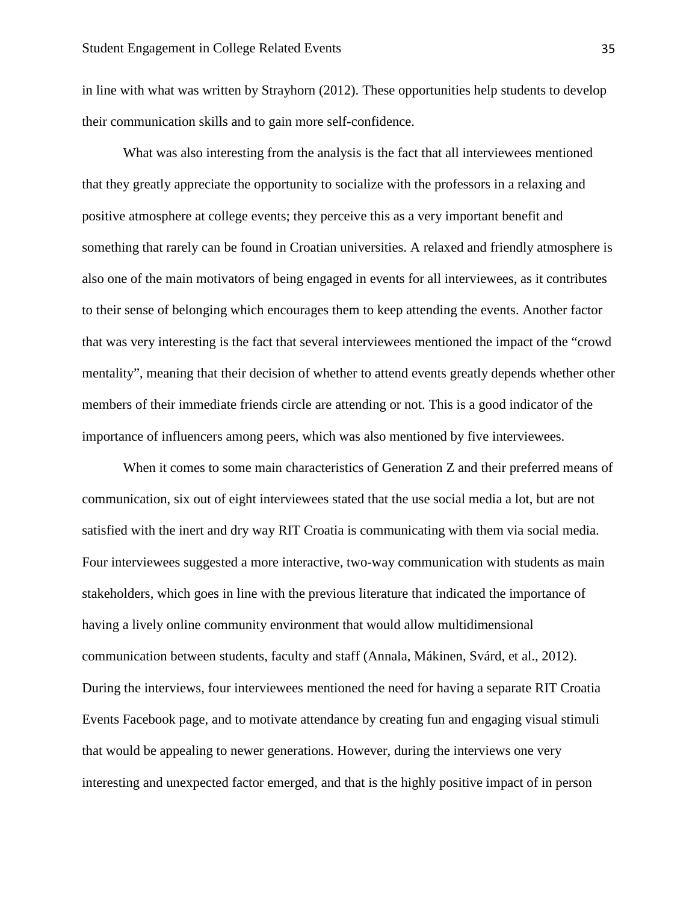in line with what was written by Strayhorn (2012). These opportunities help students to develop their communication skills and to gain more self-confidence.

What was also interesting from the analysis is the fact that all interviewees mentioned that they greatly appreciate the opportunity to socialize with the professors in a relaxing and positive atmosphere at college events; they perceive this as a very important benefit and something that rarely can be found in Croatian universities. A relaxed and friendly atmosphere is also one of the main motivators of being engaged in events for all interviewees, as it contributes to their sense of belonging which encourages them to keep attending the events. Another factor that was very interesting is the fact that several interviewees mentioned the impact of the "crowd mentality", meaning that their decision of whether to attend events greatly depends whether other members of their immediate friends circle are attending or not. This is a good indicator of the importance of influencers among peers, which was also mentioned by five interviewees.

When it comes to some main characteristics of Generation Z and their preferred means of communication, six out of eight interviewees stated that the use social media a lot, but are not satisfied with the inert and dry way RIT Croatia is communicating with them via social media. Four interviewees suggested a more interactive, two-way communication with students as main stakeholders, which goes in line with the previous literature that indicated the importance of having a lively online community environment that would allow multidimensional communication between students, faculty and staff (Annala, Mákinen, Svárd, et al., 2012). During the interviews, four interviewees mentioned the need for having a separate RIT Croatia Events Facebook page, and to motivate attendance by creating fun and engaging visual stimuli that would be appealing to newer generations. However, during the interviews one very interesting and unexpected factor emerged, and that is the highly positive impact of in person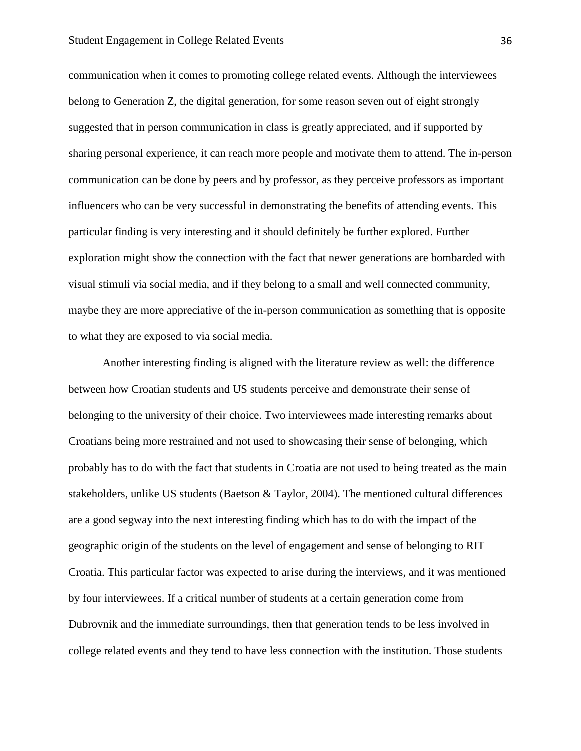communication when it comes to promoting college related events. Although the interviewees belong to Generation Z, the digital generation, for some reason seven out of eight strongly suggested that in person communication in class is greatly appreciated, and if supported by sharing personal experience, it can reach more people and motivate them to attend. The in-person communication can be done by peers and by professor, as they perceive professors as important influencers who can be very successful in demonstrating the benefits of attending events. This particular finding is very interesting and it should definitely be further explored. Further exploration might show the connection with the fact that newer generations are bombarded with visual stimuli via social media, and if they belong to a small and well connected community, maybe they are more appreciative of the in-person communication as something that is opposite to what they are exposed to via social media.

Another interesting finding is aligned with the literature review as well: the difference between how Croatian students and US students perceive and demonstrate their sense of belonging to the university of their choice. Two interviewees made interesting remarks about Croatians being more restrained and not used to showcasing their sense of belonging, which probably has to do with the fact that students in Croatia are not used to being treated as the main stakeholders, unlike US students (Baetson & Taylor, 2004). The mentioned cultural differences are a good segway into the next interesting finding which has to do with the impact of the geographic origin of the students on the level of engagement and sense of belonging to RIT Croatia. This particular factor was expected to arise during the interviews, and it was mentioned by four interviewees. If a critical number of students at a certain generation come from Dubrovnik and the immediate surroundings, then that generation tends to be less involved in college related events and they tend to have less connection with the institution. Those students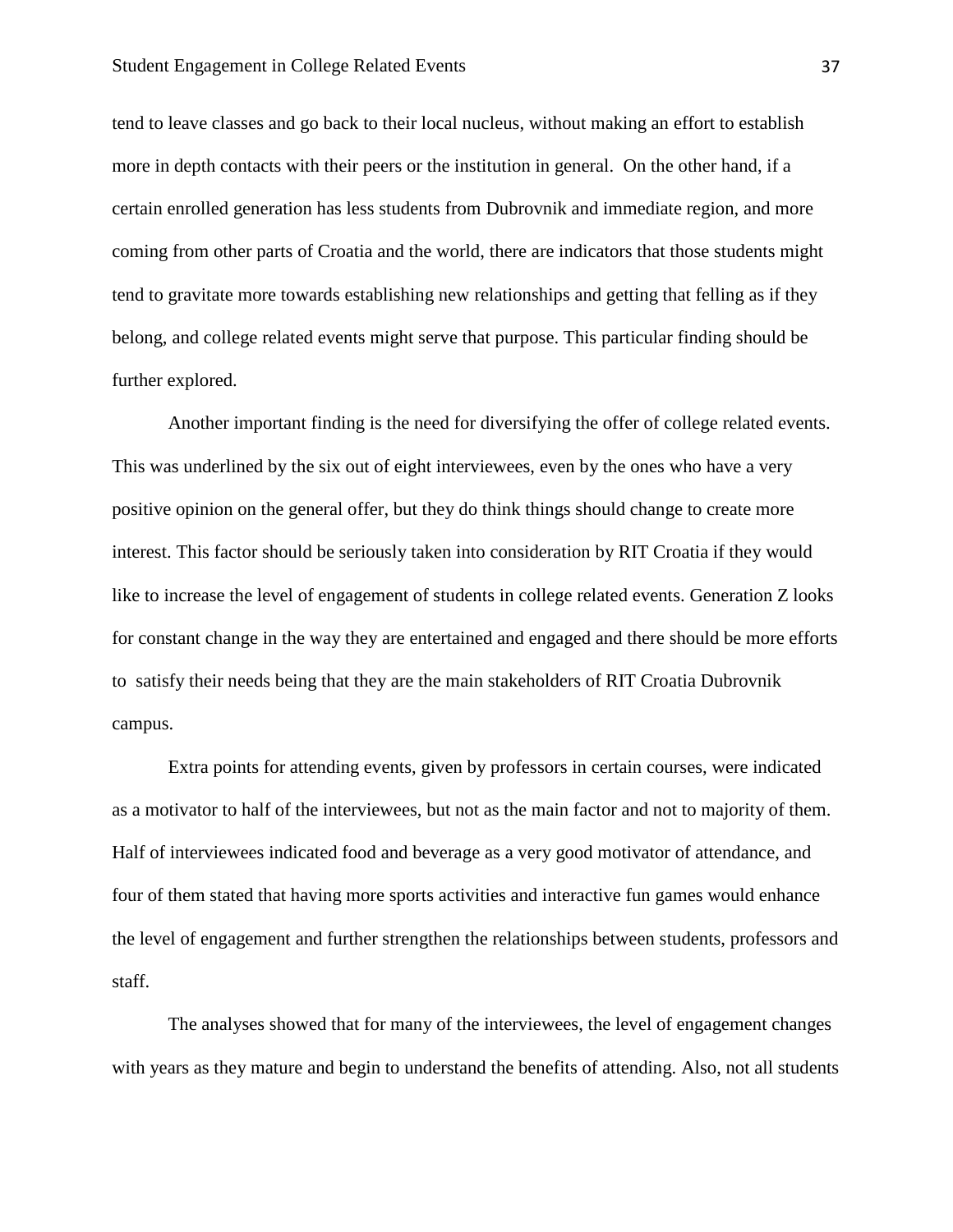tend to leave classes and go back to their local nucleus, without making an effort to establish more in depth contacts with their peers or the institution in general. On the other hand, if a certain enrolled generation has less students from Dubrovnik and immediate region, and more coming from other parts of Croatia and the world, there are indicators that those students might tend to gravitate more towards establishing new relationships and getting that felling as if they belong, and college related events might serve that purpose. This particular finding should be further explored.

Another important finding is the need for diversifying the offer of college related events. This was underlined by the six out of eight interviewees, even by the ones who have a very positive opinion on the general offer, but they do think things should change to create more interest. This factor should be seriously taken into consideration by RIT Croatia if they would like to increase the level of engagement of students in college related events. Generation Z looks for constant change in the way they are entertained and engaged and there should be more efforts to satisfy their needs being that they are the main stakeholders of RIT Croatia Dubrovnik campus.

Extra points for attending events, given by professors in certain courses, were indicated as a motivator to half of the interviewees, but not as the main factor and not to majority of them. Half of interviewees indicated food and beverage as a very good motivator of attendance, and four of them stated that having more sports activities and interactive fun games would enhance the level of engagement and further strengthen the relationships between students, professors and staff.

The analyses showed that for many of the interviewees, the level of engagement changes with years as they mature and begin to understand the benefits of attending. Also, not all students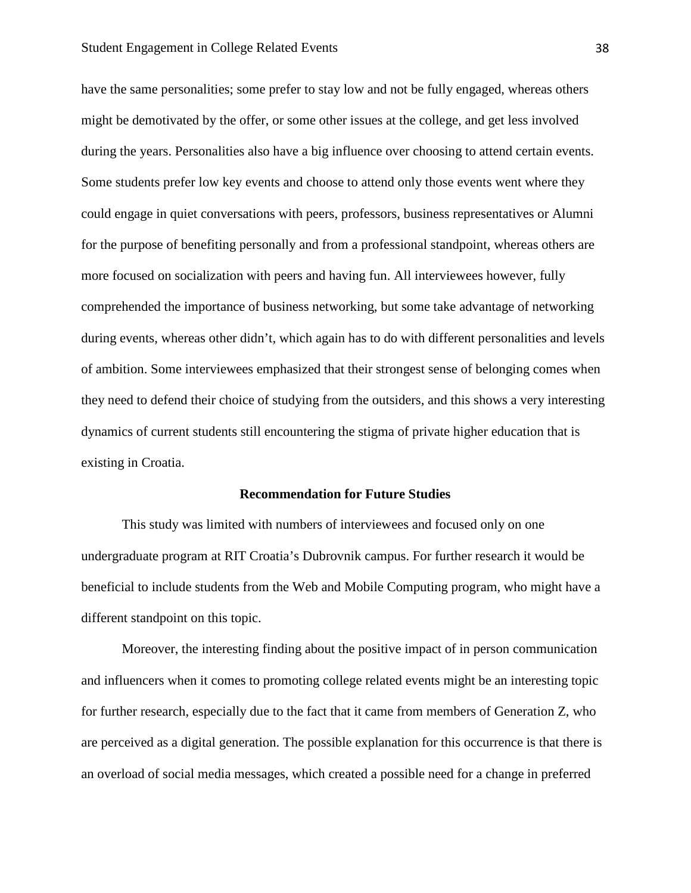have the same personalities; some prefer to stay low and not be fully engaged, whereas others might be demotivated by the offer, or some other issues at the college, and get less involved during the years. Personalities also have a big influence over choosing to attend certain events. Some students prefer low key events and choose to attend only those events went where they could engage in quiet conversations with peers, professors, business representatives or Alumni for the purpose of benefiting personally and from a professional standpoint, whereas others are more focused on socialization with peers and having fun. All interviewees however, fully comprehended the importance of business networking, but some take advantage of networking during events, whereas other didn't, which again has to do with different personalities and levels of ambition. Some interviewees emphasized that their strongest sense of belonging comes when they need to defend their choice of studying from the outsiders, and this shows a very interesting dynamics of current students still encountering the stigma of private higher education that is existing in Croatia.

## Recommendation for Future Studies

This study was limited with numbers of interviewees and focused only on one undergraduate program at RIT Croatia's Dubrovnik campus. For further research it would be beneficial to include students from the Web and Mobile Computing program, who might have a different standpoint on this topic.

Moreover, the interesting finding about the positive impact of in person communication and influencers when it comes to promoting college related events might be an interesting topic for further research, especially due to the fact that it came from members of Generation Z, who are perceived as a digital generation. The possible explanation for this occurrence is that there is an overload of social media messages, which created a possible need for a change in preferred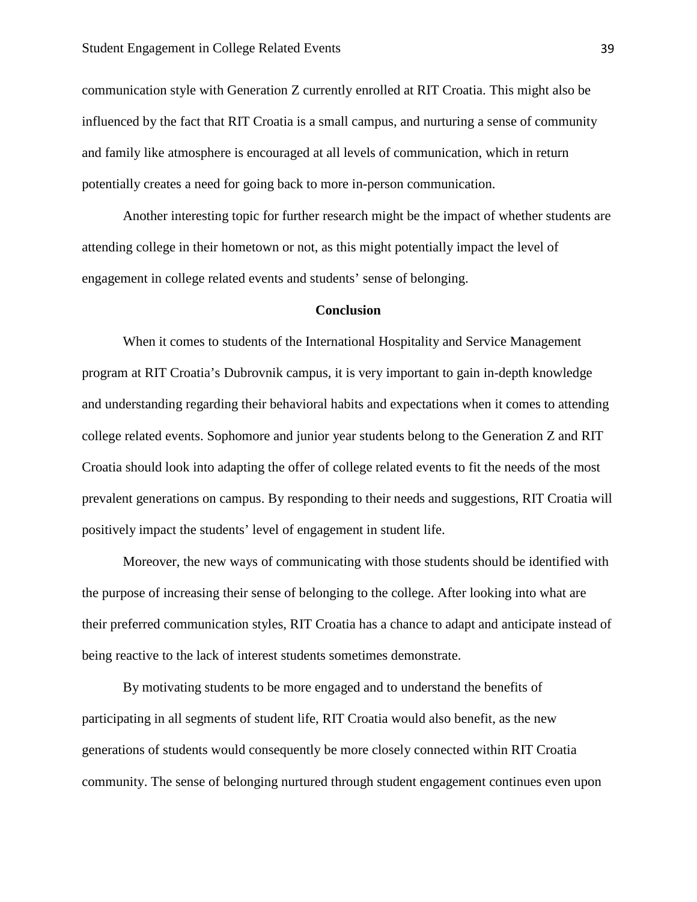communication style with Generation Z currently enrolled at RIT Croatia. This might also be influenced by the fact that RIT Croatia is a small campus, and nurturing a sense of community and family like atmosphere is encouraged at all levels of communication, which in return potentially creates a need for going back to more in-person communication.

Another interesting topic for further research might be the impact of whether students are attending college in their hometown or not, as this might potentially impact the level of engagement in college related events and students' sense of belonging.

## Conclusion

When it comes to students of the International Hospitality and Service Management program at RIT Croatia's Dubrovnik campus, it is very important to gain in-depth knowledge and understanding regarding their behavioral habits and expectations when it comes to attending college related events. Sophomore and junior year students belong to the Generation Z and RIT Croatia should look into adapting the offer of college related events to fit the needs of the most prevalent generations on campus. By responding to their needs and suggestions, RIT Croatia will positively impact the students' level of engagement in student life.

Moreover, the new ways of communicating with those students should be identified with the purpose of increasing their sense of belonging to the college. After looking into what are their preferred communication styles, RIT Croatia has a chance to adapt and anticipate instead of being reactive to the lack of interest students sometimes demonstrate.

By motivating students to be more engaged and to understand the benefits of participating in all segments of student life, RIT Croatia would also benefit, as the new generations of students would consequently be more closely connected within RIT Croatia community. The sense of belonging nurtured through student engagement continues even upon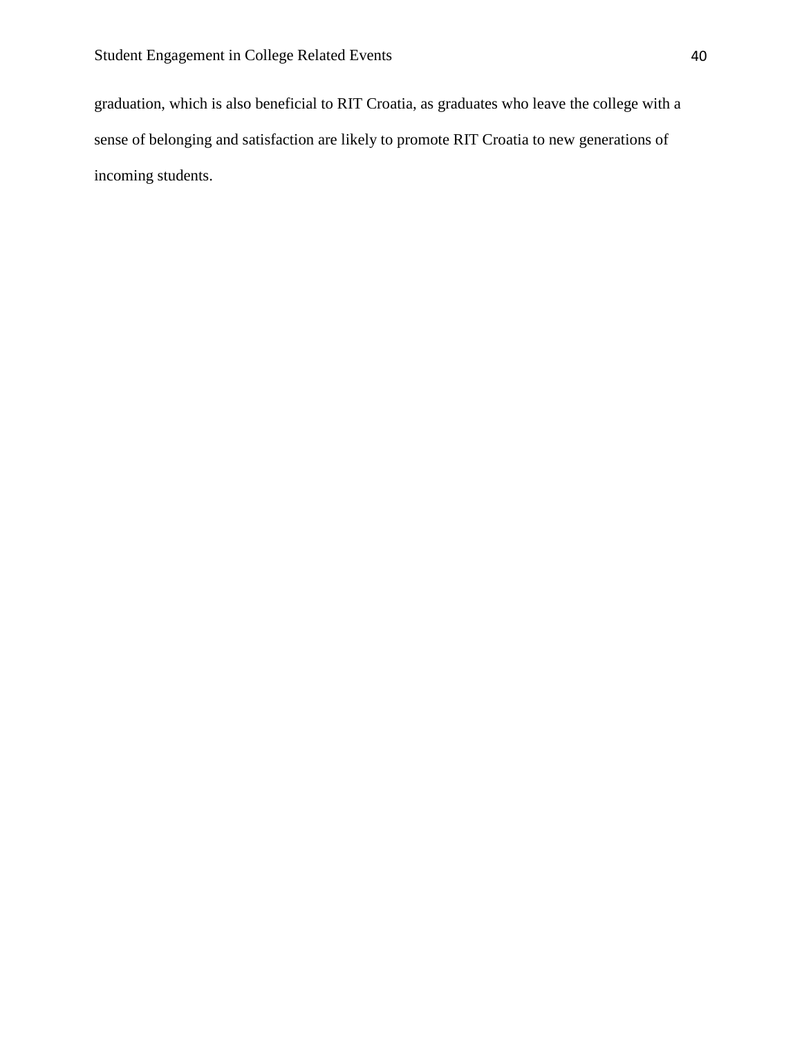graduation, which is also beneficial to RIT Croatia, as graduates who leave the college with a sense of belonging and satisfaction are likely to promote RIT Croatia to new generations of incoming students.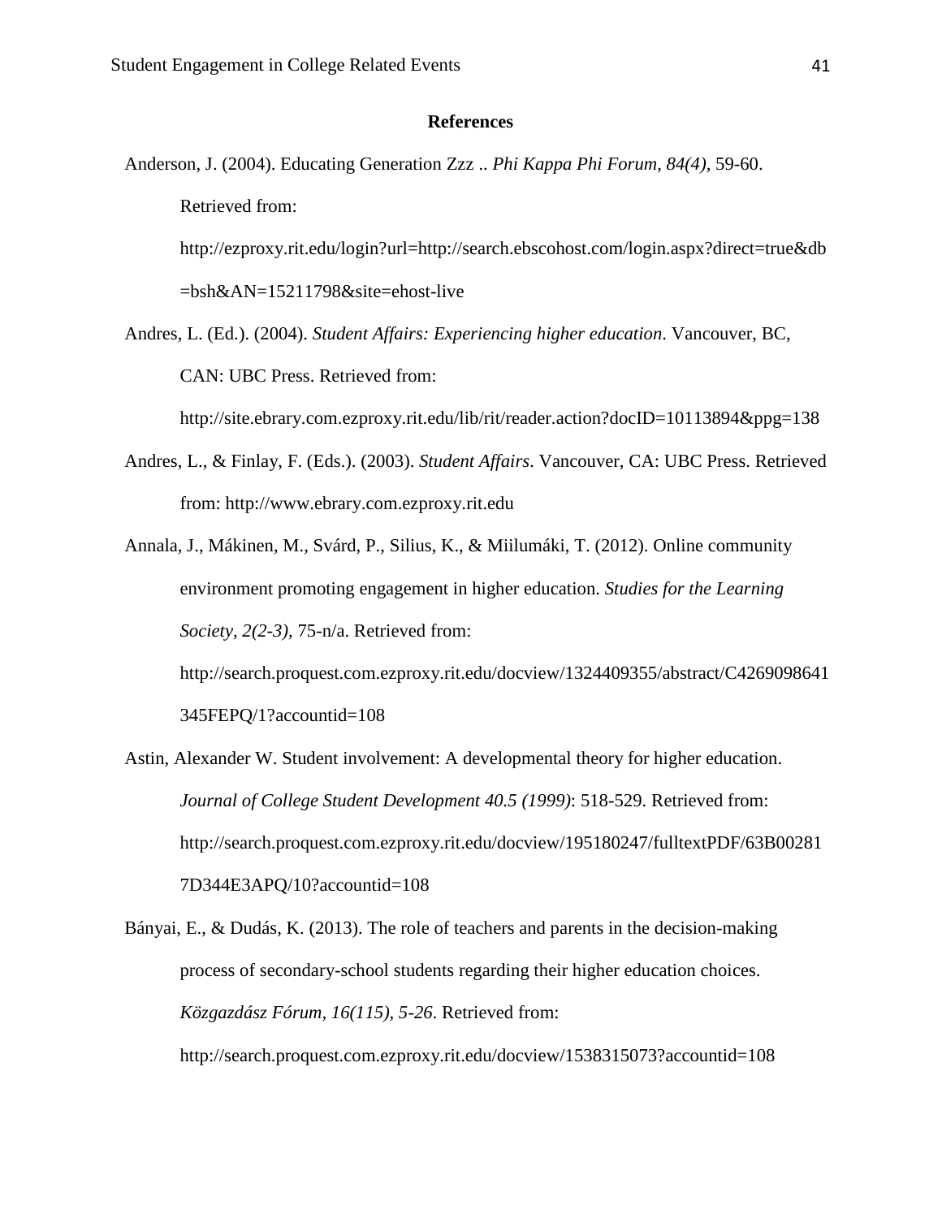**References**

Anderson, J. (2004). Educating Generation Zzz .. *Phi Kappa Phi Forum, 84(4)*, 59-60. Retrieved from: http://ezproxy.rit.edu/login?url=http://search.ebscohost.com/login.aspx?direct=true&db=bsh&AN=15211798&site=ehost-live

Andres, L. (Ed.). (2004). *Student Affairs: Experiencing higher education*. Vancouver, BC, CAN: UBC Press. Retrieved from: http://site.ebrary.com.ezproxy.rit.edu/lib/rit/reader.action?docID=10113894&ppg=138

Andres, L., & Finlay, F. (Eds.). (2003). *Student Affairs*. Vancouver, CA: UBC Press. Retrieved from: http://www.ebrary.com.ezproxy.rit.edu

Annala, J., Mákinen, M., Svárd, P., Silius, K., & Miilumáki, T. (2012). Online community environment promoting engagement in higher education. *Studies for the Learning Society, 2(2-3),* 75-n/a. Retrieved from: http://search.proquest.com.ezproxy.rit.edu/docview/1324409355/abstract/C4269098641345FEPQ/1?accountid=108

Astin, Alexander W. Student involvement: A developmental theory for higher education. *Journal of College Student Development 40.5 (1999)*: 518-529. Retrieved from: http://search.proquest.com.ezproxy.rit.edu/docview/195180247/fulltextPDF/63B002817D344E3APQ/10?accountid=108

Bányai, E., & Dudás, K. (2013). The role of teachers and parents in the decision-making process of secondary-school students regarding their higher education choices. *Közgazdász Fórum, 16(115), 5-26*. Retrieved from: http://search.proquest.com.ezproxy.rit.edu/docview/1538315073?accountid=108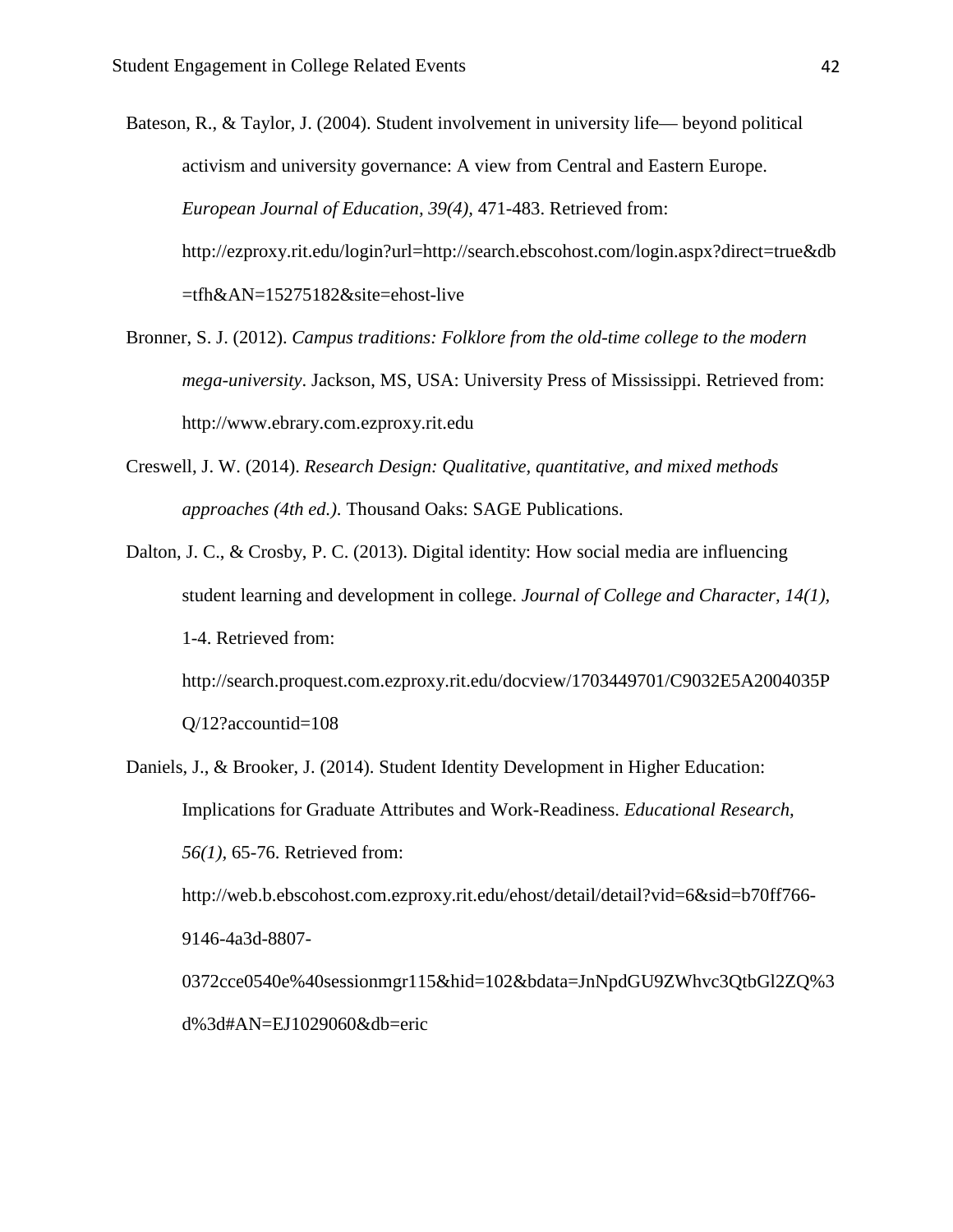Bateson, R., & Taylor, J. (2004). Student involvement in university life— beyond political activism and university governance: A view from Central and Eastern Europe. *European Journal of Education, 39(4),* 471-483. Retrieved from: http://ezproxy.rit.edu/login?url=http://search.ebscohost.com/login.aspx?direct=true&db=tfh&AN=15275182&site=ehost-live

Bronner, S. J. (2012). *Campus traditions: Folklore from the old-time college to the modern mega-university*. Jackson, MS, USA: University Press of Mississippi. Retrieved from: http://www.ebrary.com.ezproxy.rit.edu

Creswell, J. W. (2014). *Research Design: Qualitative, quantitative, and mixed methods approaches (4th ed.).* Thousand Oaks: SAGE Publications.

Dalton, J. C., & Crosby, P. C. (2013). Digital identity: How social media are influencing student learning and development in college. *Journal of College and Character, 14(1),* 1-4. Retrieved from: http://search.proquest.com.ezproxy.rit.edu/docview/1703449701/C9032E5A2004035PQ/12?accountid=108

Daniels, J., & Brooker, J. (2014). Student Identity Development in Higher Education: Implications for Graduate Attributes and Work-Readiness. *Educational Research, 56(1),* 65-76. Retrieved from: http://web.b.ebscohost.com.ezproxy.rit.edu/ehost/detail/detail?vid=6&sid=b70ff766-9146-4a3d-8807-0372cce0540e%40sessionmgr115&hid=102&bdata=JnNpdGU9ZWhvc3QtbGl2ZQ%3d%3d#AN=EJ1029060&db=eric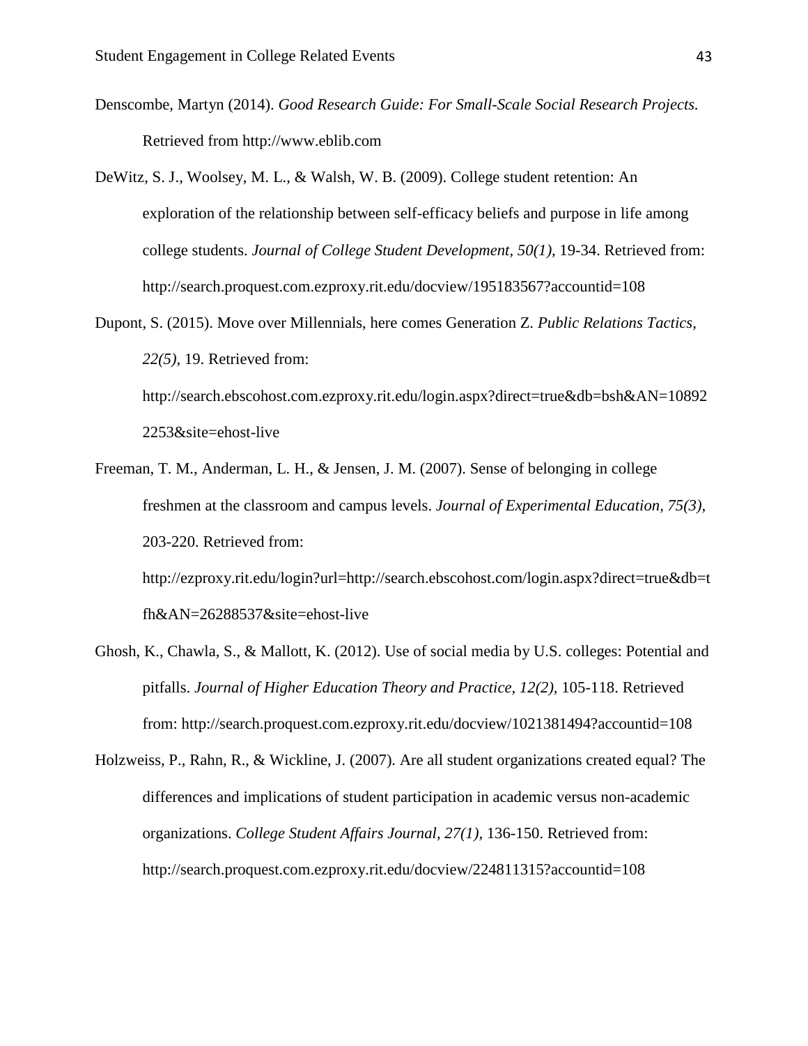Denscombe, Martyn (2014). *Good Research Guide: For Small-Scale Social Research Projects.* Retrieved from http://www.eblib.com

DeWitz, S. J., Woolsey, M. L., & Walsh, W. B. (2009). College student retention: An exploration of the relationship between self-efficacy beliefs and purpose in life among college students. *Journal of College Student Development, 50(1),* 19-34. Retrieved from: http://search.proquest.com.ezproxy.rit.edu/docview/195183567?accountid=108

Dupont, S. (2015). Move over Millennials, here comes Generation Z. *Public Relations Tactics, 22(5),* 19. Retrieved from: http://search.ebscohost.com.ezproxy.rit.edu/login.aspx?direct=true&db=bsh&AN=108922253&site=ehost-live

Freeman, T. M., Anderman, L. H., & Jensen, J. M. (2007). Sense of belonging in college freshmen at the classroom and campus levels. *Journal of Experimental Education, 75(3),* 203-220. Retrieved from: http://ezproxy.rit.edu/login?url=http://search.ebscohost.com/login.aspx?direct=true&db=tfh&AN=26288537&site=ehost-live

Ghosh, K., Chawla, S., & Mallott, K. (2012). Use of social media by U.S. colleges: Potential and pitfalls. *Journal of Higher Education Theory and Practice, 12(2),* 105-118. Retrieved from: http://search.proquest.com.ezproxy.rit.edu/docview/1021381494?accountid=108

Holzweiss, P., Rahn, R., & Wickline, J. (2007). Are all student organizations created equal? The differences and implications of student participation in academic versus non-academic organizations. *College Student Affairs Journal, 27(1),* 136-150. Retrieved from: http://search.proquest.com.ezproxy.rit.edu/docview/224811315?accountid=108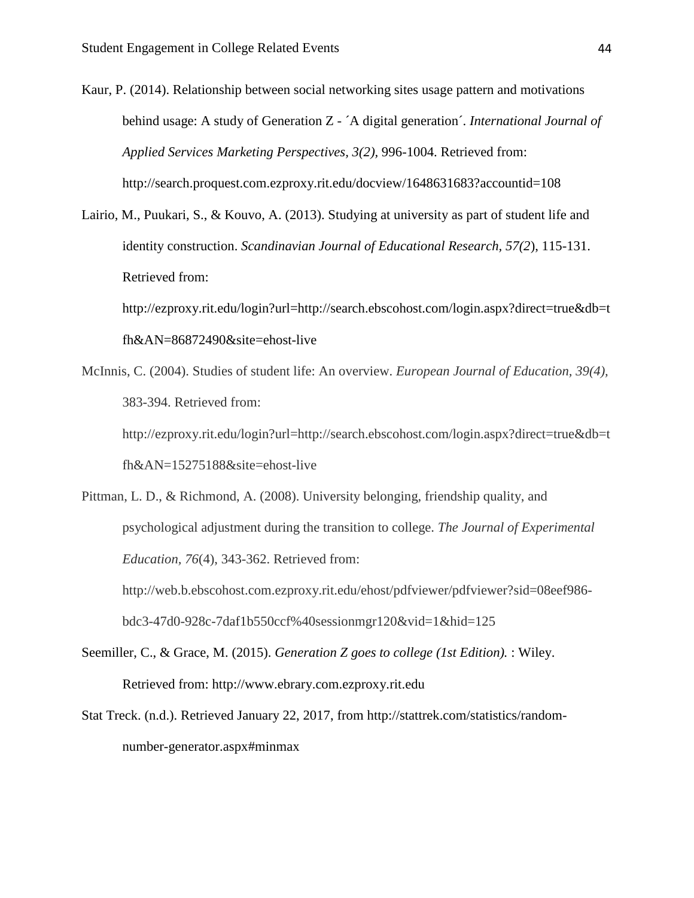Kaur, P. (2014). Relationship between social networking sites usage pattern and motivations behind usage: A study of Generation Z - ´A digital generation´. *International Journal of Applied Services Marketing Perspectives, 3(2),* 996-1004. Retrieved from: http://search.proquest.com.ezproxy.rit.edu/docview/1648631683?accountid=108

Lairio, M., Puukari, S., & Kouvo, A. (2013). Studying at university as part of student life and identity construction. *Scandinavian Journal of Educational Research, 57(2*), 115-131. Retrieved from: http://ezproxy.rit.edu/login?url=http://search.ebscohost.com/login.aspx?direct=true&db=tfh&AN=86872490&site=ehost-live

McInnis, C. (2004). Studies of student life: An overview. *European Journal of Education, 39(4),* 383-394. Retrieved from: http://ezproxy.rit.edu/login?url=http://search.ebscohost.com/login.aspx?direct=true&db=tfh&AN=15275188&site=ehost-live

Pittman, L. D., & Richmond, A. (2008). University belonging, friendship quality, and psychological adjustment during the transition to college. *The Journal of Experimental Education, 76*(4), 343-362. Retrieved from: http://web.b.ebscohost.com.ezproxy.rit.edu/ehost/pdfviewer/pdfviewer?sid=08eef986-bdc3-47d0-928c-7daf1b550ccf%40sessionmgr120&vid=1&hid=125

Seemiller, C., & Grace, M. (2015). *Generation Z goes to college (1st Edition).* : Wiley. Retrieved from: http://www.ebrary.com.ezproxy.rit.edu

Stat Treck. (n.d.). Retrieved January 22, 2017, from http://stattrek.com/statistics/random-number-generator.aspx#minmax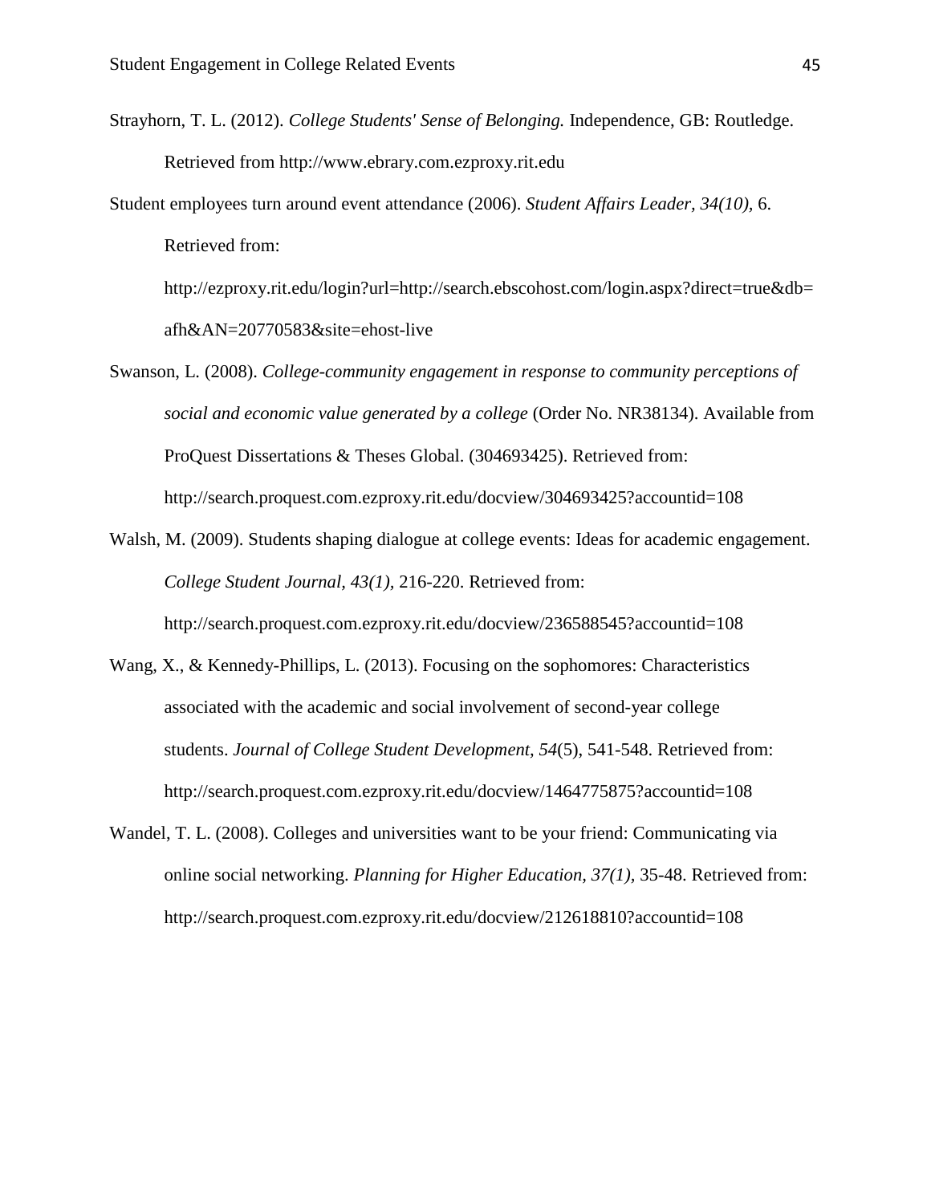Strayhorn, T. L. (2012). *College Students' Sense of Belonging.* Independence, GB: Routledge. Retrieved from http://www.ebrary.com.ezproxy.rit.edu

Student employees turn around event attendance (2006). *Student Affairs Leader, 34(10),* 6. Retrieved from: http://ezproxy.rit.edu/login?url=http://search.ebscohost.com/login.aspx?direct=true&db=afh&AN=20770583&site=ehost-live

Swanson, L. (2008). *College-community engagement in response to community perceptions of social and economic value generated by a college* (Order No. NR38134). Available from ProQuest Dissertations & Theses Global. (304693425). Retrieved from: http://search.proquest.com.ezproxy.rit.edu/docview/304693425?accountid=108

Walsh, M. (2009). Students shaping dialogue at college events: Ideas for academic engagement. *College Student Journal, 43(1),* 216-220. Retrieved from: http://search.proquest.com.ezproxy.rit.edu/docview/236588545?accountid=108

Wang, X., & Kennedy-Phillips, L. (2013). Focusing on the sophomores: Characteristics associated with the academic and social involvement of second-year college students. *Journal of College Student Development, 54*(5), 541-548. Retrieved from: http://search.proquest.com.ezproxy.rit.edu/docview/1464775875?accountid=108

Wandel, T. L. (2008). Colleges and universities want to be your friend: Communicating via online social networking. *Planning for Higher Education, 37(1),* 35-48. Retrieved from: http://search.proquest.com.ezproxy.rit.edu/docview/212618810?accountid=108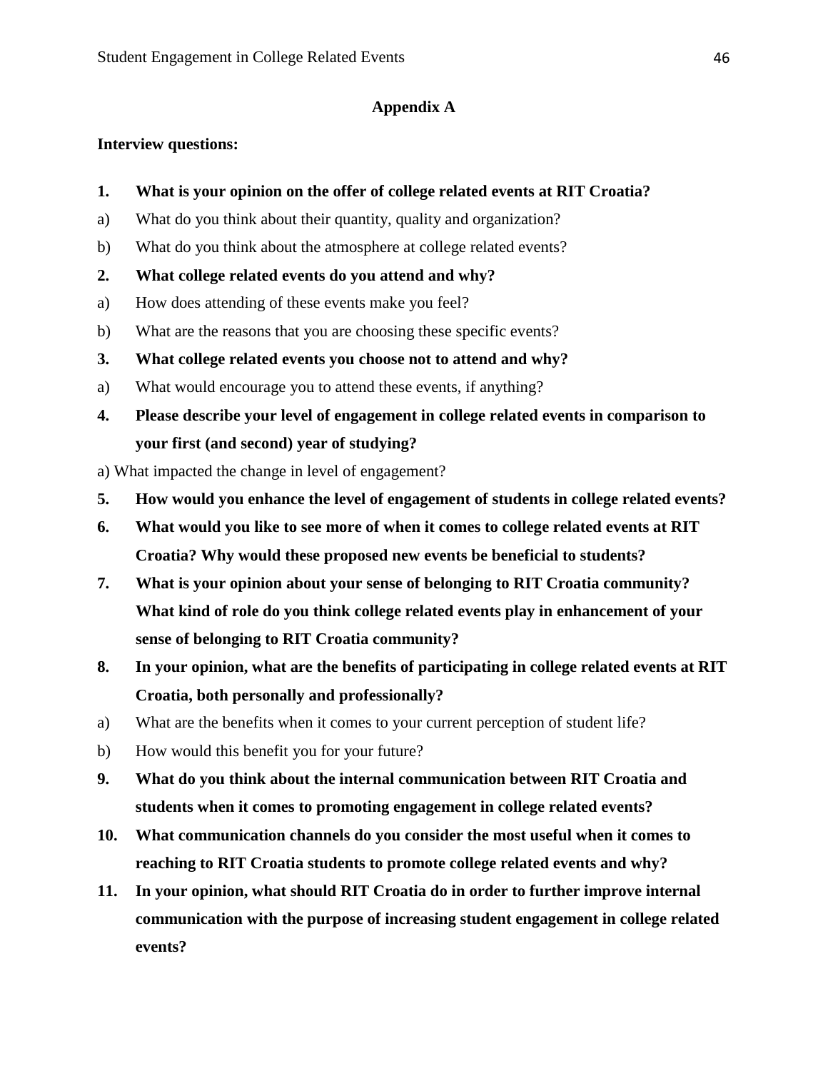## Appendix A

**Interview questions:**

**1. What is your opinion on the offer of college related events at RIT Croatia?**

a) What do you think about their quantity, quality and organization?

b) What do you think about the atmosphere at college related events?

**2. What college related events do you attend and why?**

a) How does attending of these events make you feel?

b) What are the reasons that you are choosing these specific events?

**3. What college related events you choose not to attend and why?**

a) What would encourage you to attend these events, if anything?

**4. Please describe your level of engagement in college related events in comparison to your first (and second) year of studying?**

a) What impacted the change in level of engagement?

**5. How would you enhance the level of engagement of students in college related events?**

**6. What would you like to see more of when it comes to college related events at RIT Croatia? Why would these proposed new events be beneficial to students?**

**7. What is your opinion about your sense of belonging to RIT Croatia community? What kind of role do you think college related events play in enhancement of your sense of belonging to RIT Croatia community?**

**8. In your opinion, what are the benefits of participating in college related events at RIT Croatia, both personally and professionally?**

a) What are the benefits when it comes to your current perception of student life?

b) How would this benefit you for your future?

**9. What do you think about the internal communication between RIT Croatia and students when it comes to promoting engagement in college related events?**

**10. What communication channels do you consider the most useful when it comes to reaching to RIT Croatia students to promote college related events and why?**

**11. In your opinion, what should RIT Croatia do in order to further improve internal communication with the purpose of increasing student engagement in college related events?**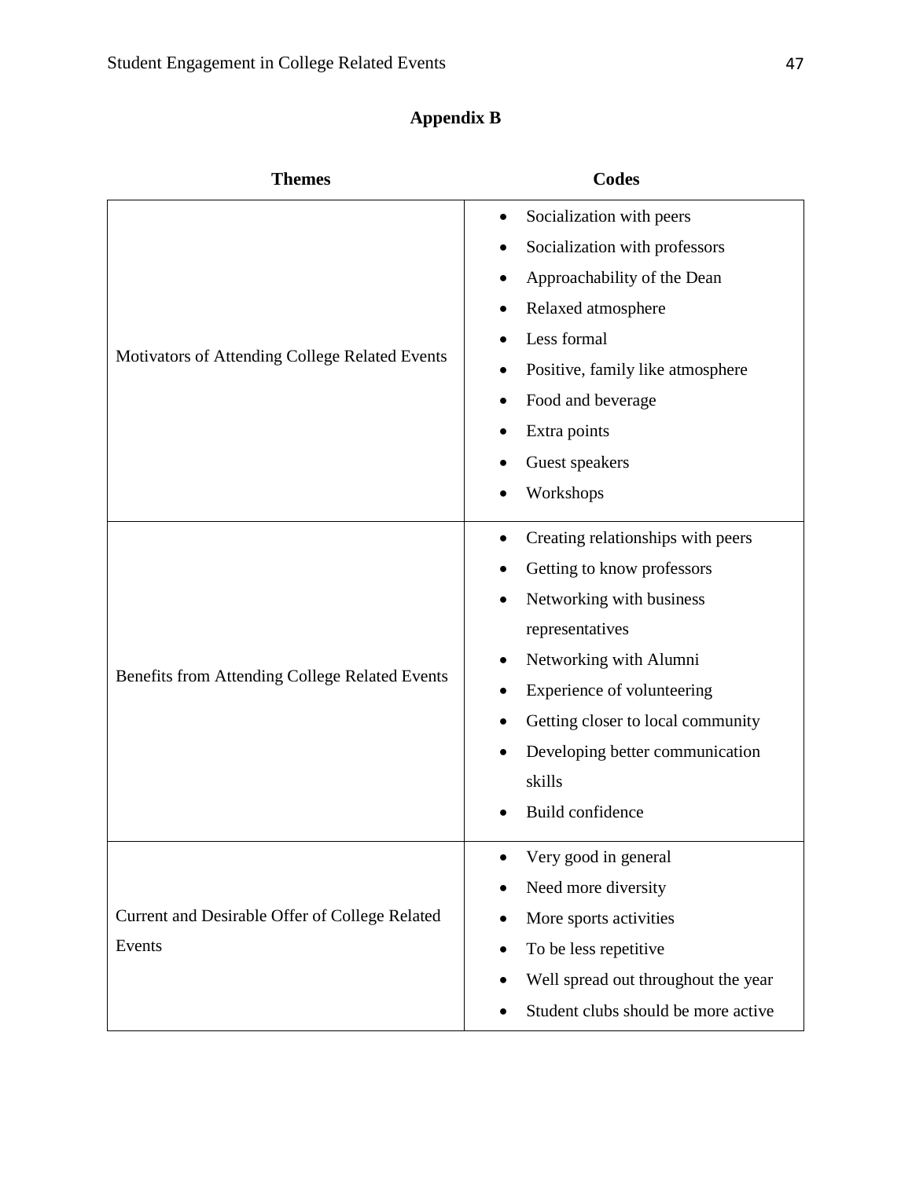# Appendix B

| Themes | Codes |
| --- | --- |
| Motivators of Attending College Related Events | • Socialization with peers<br>• Socialization with professors<br>• Approachability of the Dean<br>• Relaxed atmosphere<br>• Less formal<br>• Positive, family like atmosphere<br>• Food and beverage<br>• Extra points<br>• Guest speakers<br>• Workshops |
| Benefits from Attending College Related Events | • Creating relationships with peers<br>• Getting to know professors<br>• Networking with business representatives<br>• Networking with Alumni<br>• Experience of volunteering<br>• Getting closer to local community<br>• Developing better communication skills<br>• Build confidence |
| Current and Desirable Offer of College Related Events | • Very good in general<br>• Need more diversity<br>• More sports activities<br>• To be less repetitive<br>• Well spread out throughout the year<br>• Student clubs should be more active |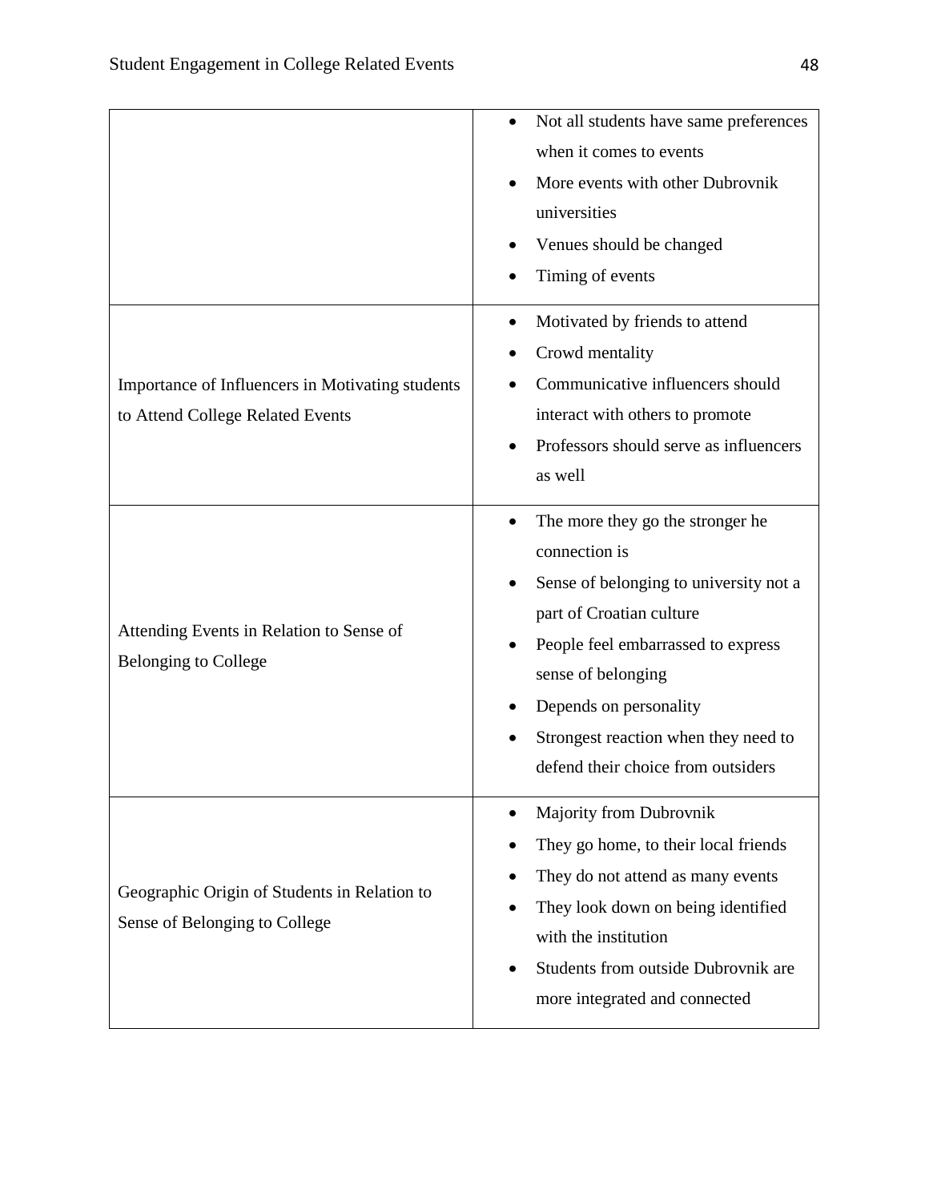| | |
|---|---|
| | • Not all students have same preferences when it comes to events<br>• More events with other Dubrovnik universities<br>• Venues should be changed<br>• Timing of events |
| Importance of Influencers in Motivating students to Attend College Related Events | • Motivated by friends to attend<br>• Crowd mentality<br>• Communicative influencers should interact with others to promote<br>• Professors should serve as influencers as well |
| Attending Events in Relation to Sense of Belonging to College | • The more they go the stronger he connection is<br>• Sense of belonging to university not a part of Croatian culture<br>• People feel embarrassed to express sense of belonging<br>• Depends on personality<br>• Strongest reaction when they need to defend their choice from outsiders |
| Geographic Origin of Students in Relation to Sense of Belonging to College | • Majority from Dubrovnik<br>• They go home, to their local friends<br>• They do not attend as many events<br>• They look down on being identified with the institution<br>• Students from outside Dubrovnik are more integrated and connected |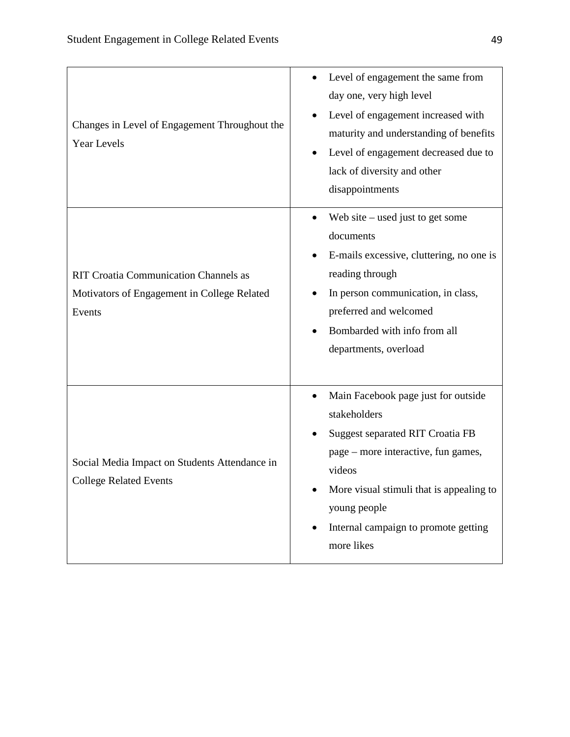| | |
|---|---|
| Changes in Level of Engagement Throughout the Year Levels | • Level of engagement the same from day one, very high level<br>• Level of engagement increased with maturity and understanding of benefits<br>• Level of engagement decreased due to lack of diversity and other disappointments |
| RIT Croatia Communication Channels as Motivators of Engagement in College Related Events | • Web site – used just to get some documents<br>• E-mails excessive, cluttering, no one is reading through<br>• In person communication, in class, preferred and welcomed<br>• Bombarded with info from all departments, overload |
| Social Media Impact on Students Attendance in College Related Events | • Main Facebook page just for outside stakeholders<br>• Suggest separated RIT Croatia FB page – more interactive, fun games, videos<br>• More visual stimuli that is appealing to young people<br>• Internal campaign to promote getting more likes |